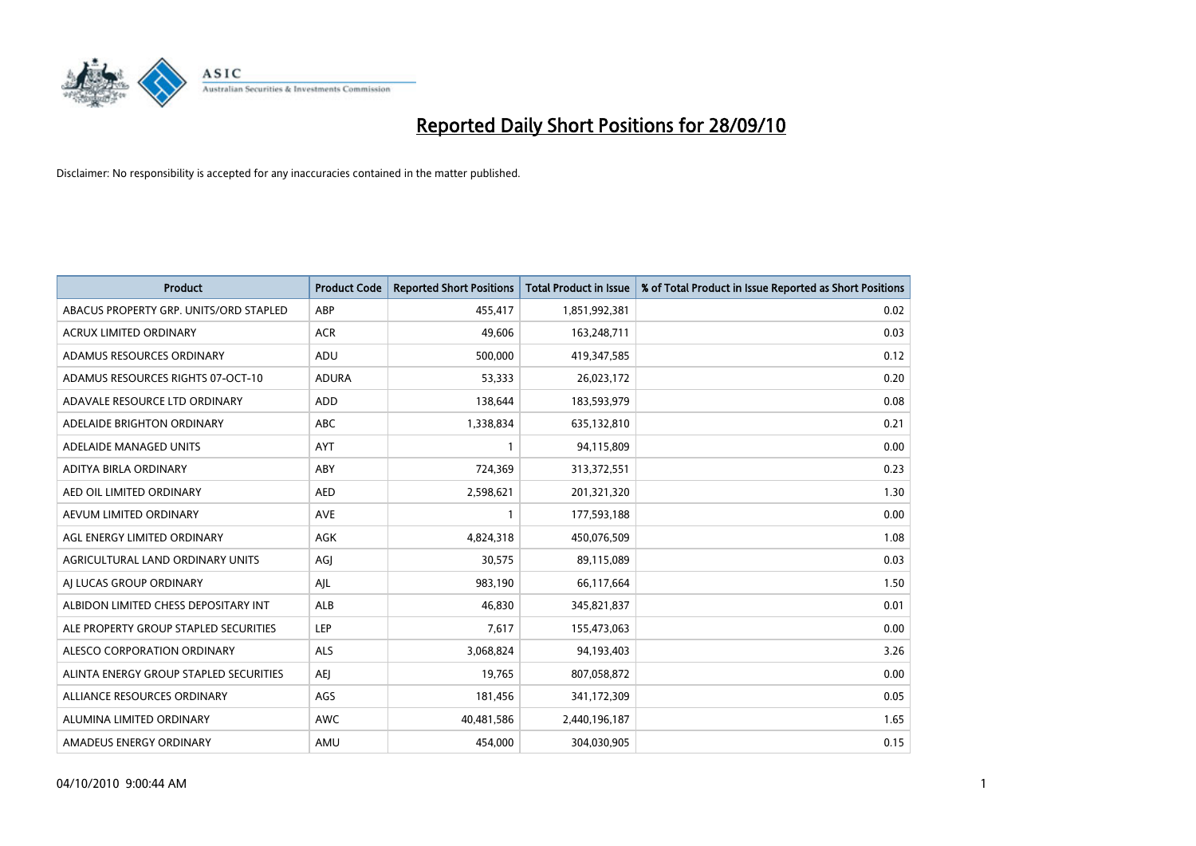# Reported Daily Short Positions for 28/09/10

Disclaimer: No responsibility is accepted for any inaccuracies contained in the matter published.

| Product | Product Code | Reported Short Positions | Total Product in Issue | % of Total Product in Issue Reported as Short Positions |
|---|---|---|---|---|
| ABACUS PROPERTY GRP. UNITS/ORD STAPLED | ABP | 455,417 | 1,851,992,381 | 0.02 |
| ACRUX LIMITED ORDINARY | ACR | 49,606 | 163,248,711 | 0.03 |
| ADAMUS RESOURCES ORDINARY | ADU | 500,000 | 419,347,585 | 0.12 |
| ADAMUS RESOURCES RIGHTS 07-OCT-10 | ADURA | 53,333 | 26,023,172 | 0.20 |
| ADAVALE RESOURCE LTD ORDINARY | ADD | 138,644 | 183,593,979 | 0.08 |
| ADELAIDE BRIGHTON ORDINARY | ABC | 1,338,834 | 635,132,810 | 0.21 |
| ADELAIDE MANAGED UNITS | AYT | 1 | 94,115,809 | 0.00 |
| ADITYA BIRLA ORDINARY | ABY | 724,369 | 313,372,551 | 0.23 |
| AED OIL LIMITED ORDINARY | AED | 2,598,621 | 201,321,320 | 1.30 |
| AEVUM LIMITED ORDINARY | AVE | 1 | 177,593,188 | 0.00 |
| AGL ENERGY LIMITED ORDINARY | AGK | 4,824,318 | 450,076,509 | 1.08 |
| AGRICULTURAL LAND ORDINARY UNITS | AGJ | 30,575 | 89,115,089 | 0.03 |
| AJ LUCAS GROUP ORDINARY | AJL | 983,190 | 66,117,664 | 1.50 |
| ALBIDON LIMITED CHESS DEPOSITARY INT | ALB | 46,830 | 345,821,837 | 0.01 |
| ALE PROPERTY GROUP STAPLED SECURITIES | LEP | 7,617 | 155,473,063 | 0.00 |
| ALESCO CORPORATION ORDINARY | ALS | 3,068,824 | 94,193,403 | 3.26 |
| ALINTA ENERGY GROUP STAPLED SECURITIES | AEJ | 19,765 | 807,058,872 | 0.00 |
| ALLIANCE RESOURCES ORDINARY | AGS | 181,456 | 341,172,309 | 0.05 |
| ALUMINA LIMITED ORDINARY | AWC | 40,481,586 | 2,440,196,187 | 1.65 |
| AMADEUS ENERGY ORDINARY | AMU | 454,000 | 304,030,905 | 0.15 |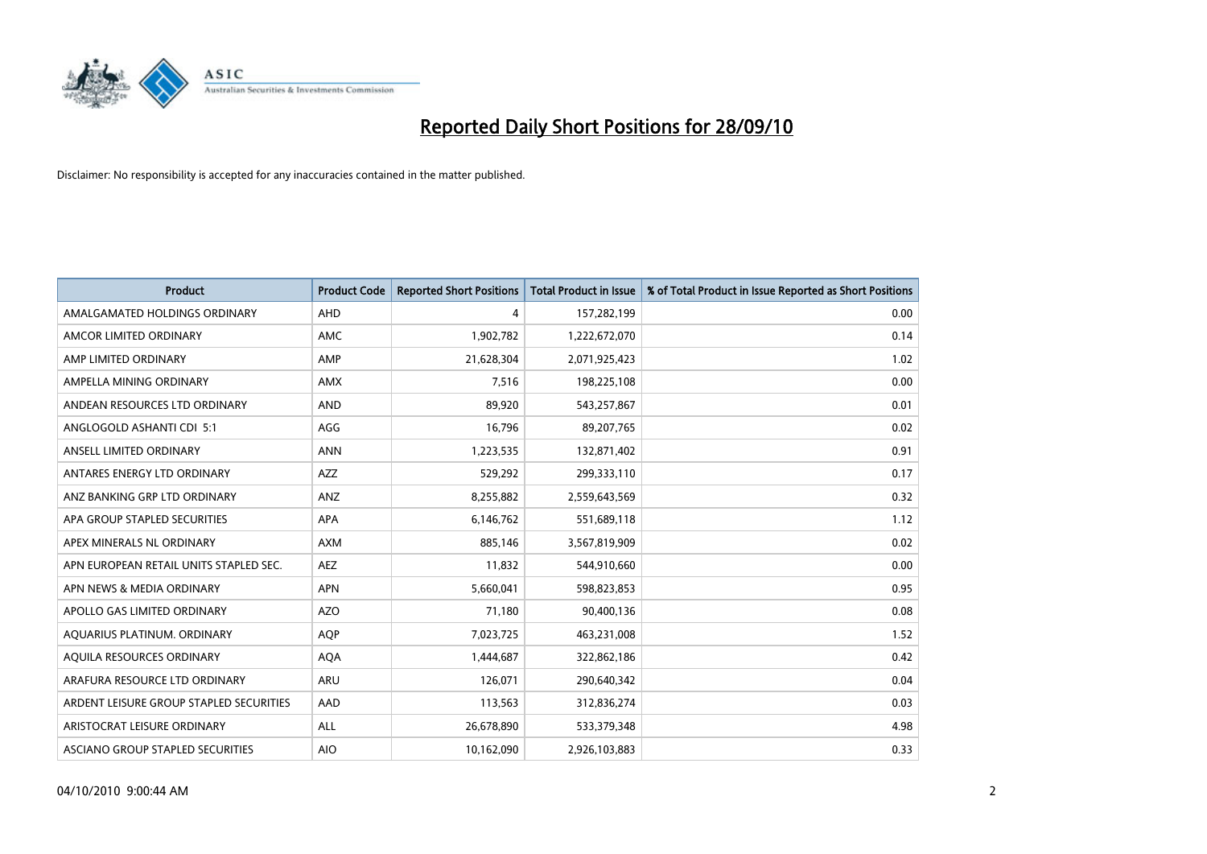# Reported Daily Short Positions for 28/09/10

Disclaimer: No responsibility is accepted for any inaccuracies contained in the matter published.

| Product | Product Code | Reported Short Positions | Total Product in Issue | % of Total Product in Issue Reported as Short Positions |
|---|---|---|---|---|
| AMALGAMATED HOLDINGS ORDINARY | AHD | 4 | 157,282,199 | 0.00 |
| AMCOR LIMITED ORDINARY | AMC | 1,902,782 | 1,222,672,070 | 0.14 |
| AMP LIMITED ORDINARY | AMP | 21,628,304 | 2,071,925,423 | 1.02 |
| AMPELLA MINING ORDINARY | AMX | 7,516 | 198,225,108 | 0.00 |
| ANDEAN RESOURCES LTD ORDINARY | AND | 89,920 | 543,257,867 | 0.01 |
| ANGLOGOLD ASHANTI CDI 5:1 | AGG | 16,796 | 89,207,765 | 0.02 |
| ANSELL LIMITED ORDINARY | ANN | 1,223,535 | 132,871,402 | 0.91 |
| ANTARES ENERGY LTD ORDINARY | AZZ | 529,292 | 299,333,110 | 0.17 |
| ANZ BANKING GRP LTD ORDINARY | ANZ | 8,255,882 | 2,559,643,569 | 0.32 |
| APA GROUP STAPLED SECURITIES | APA | 6,146,762 | 551,689,118 | 1.12 |
| APEX MINERALS NL ORDINARY | AXM | 885,146 | 3,567,819,909 | 0.02 |
| APN EUROPEAN RETAIL UNITS STAPLED SEC. | AEZ | 11,832 | 544,910,660 | 0.00 |
| APN NEWS & MEDIA ORDINARY | APN | 5,660,041 | 598,823,853 | 0.95 |
| APOLLO GAS LIMITED ORDINARY | AZO | 71,180 | 90,400,136 | 0.08 |
| AQUARIUS PLATINUM. ORDINARY | AQP | 7,023,725 | 463,231,008 | 1.52 |
| AQUILA RESOURCES ORDINARY | AQA | 1,444,687 | 322,862,186 | 0.42 |
| ARAFURA RESOURCE LTD ORDINARY | ARU | 126,071 | 290,640,342 | 0.04 |
| ARDENT LEISURE GROUP STAPLED SECURITIES | AAD | 113,563 | 312,836,274 | 0.03 |
| ARISTOCRAT LEISURE ORDINARY | ALL | 26,678,890 | 533,379,348 | 4.98 |
| ASCIANO GROUP STAPLED SECURITIES | AIO | 10,162,090 | 2,926,103,883 | 0.33 |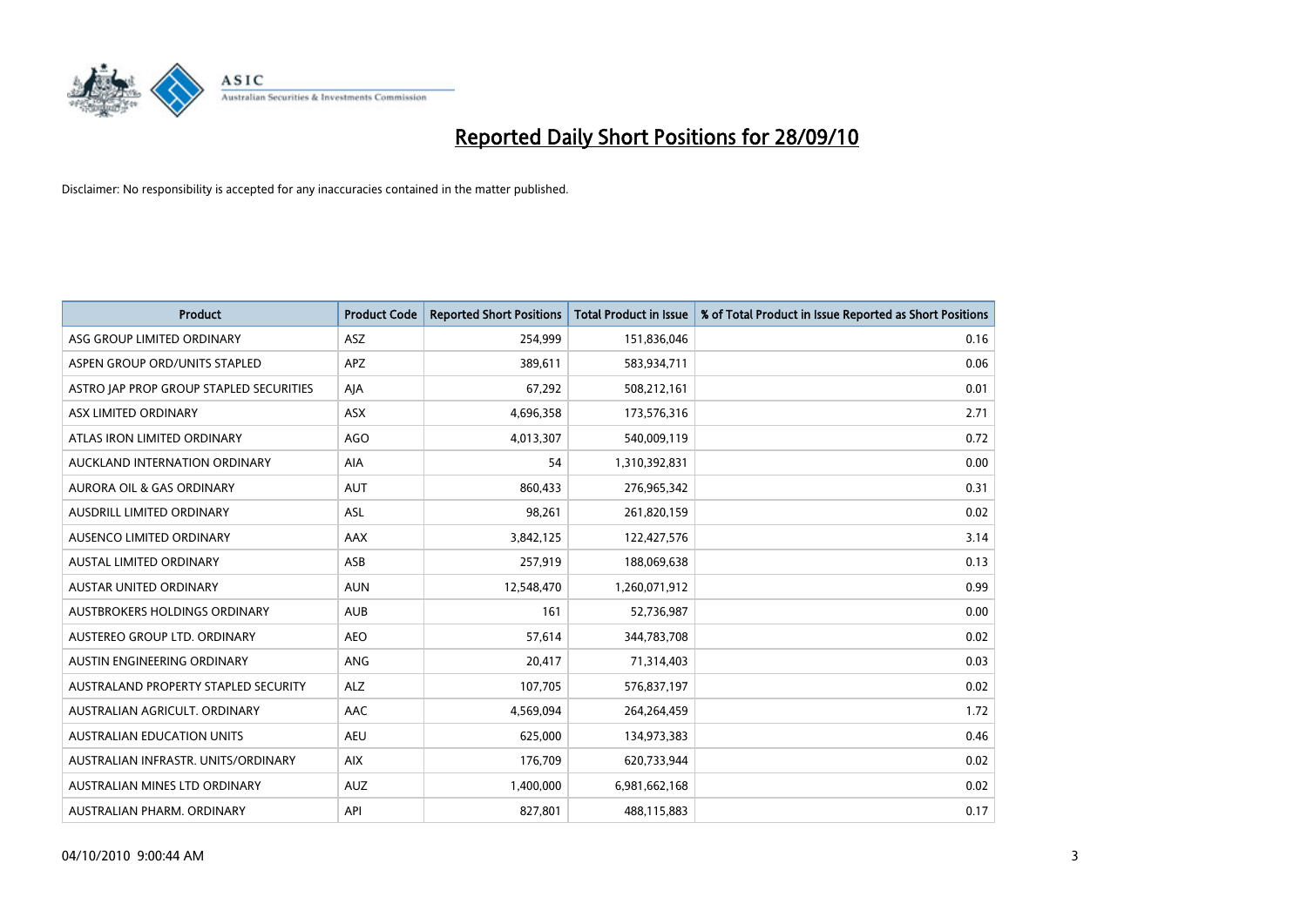# Reported Daily Short Positions for 28/09/10

Disclaimer: No responsibility is accepted for any inaccuracies contained in the matter published.

| Product | Product Code | Reported Short Positions | Total Product in Issue | % of Total Product in Issue Reported as Short Positions |
|---|---|---|---|---|
| ASG GROUP LIMITED ORDINARY | ASZ | 254,999 | 151,836,046 | 0.16 |
| ASPEN GROUP ORD/UNITS STAPLED | APZ | 389,611 | 583,934,711 | 0.06 |
| ASTRO JAP PROP GROUP STAPLED SECURITIES | AJA | 67,292 | 508,212,161 | 0.01 |
| ASX LIMITED ORDINARY | ASX | 4,696,358 | 173,576,316 | 2.71 |
| ATLAS IRON LIMITED ORDINARY | AGO | 4,013,307 | 540,009,119 | 0.72 |
| AUCKLAND INTERNATION ORDINARY | AIA | 54 | 1,310,392,831 | 0.00 |
| AURORA OIL & GAS ORDINARY | AUT | 860,433 | 276,965,342 | 0.31 |
| AUSDRILL LIMITED ORDINARY | ASL | 98,261 | 261,820,159 | 0.02 |
| AUSENCO LIMITED ORDINARY | AAX | 3,842,125 | 122,427,576 | 3.14 |
| AUSTAL LIMITED ORDINARY | ASB | 257,919 | 188,069,638 | 0.13 |
| AUSTAR UNITED ORDINARY | AUN | 12,548,470 | 1,260,071,912 | 0.99 |
| AUSTBROKERS HOLDINGS ORDINARY | AUB | 161 | 52,736,987 | 0.00 |
| AUSTEREO GROUP LTD. ORDINARY | AEO | 57,614 | 344,783,708 | 0.02 |
| AUSTIN ENGINEERING ORDINARY | ANG | 20,417 | 71,314,403 | 0.03 |
| AUSTRALAND PROPERTY STAPLED SECURITY | ALZ | 107,705 | 576,837,197 | 0.02 |
| AUSTRALIAN AGRICULT. ORDINARY | AAC | 4,569,094 | 264,264,459 | 1.72 |
| AUSTRALIAN EDUCATION UNITS | AEU | 625,000 | 134,973,383 | 0.46 |
| AUSTRALIAN INFRASTR. UNITS/ORDINARY | AIX | 176,709 | 620,733,944 | 0.02 |
| AUSTRALIAN MINES LTD ORDINARY | AUZ | 1,400,000 | 6,981,662,168 | 0.02 |
| AUSTRALIAN PHARM. ORDINARY | API | 827,801 | 488,115,883 | 0.17 |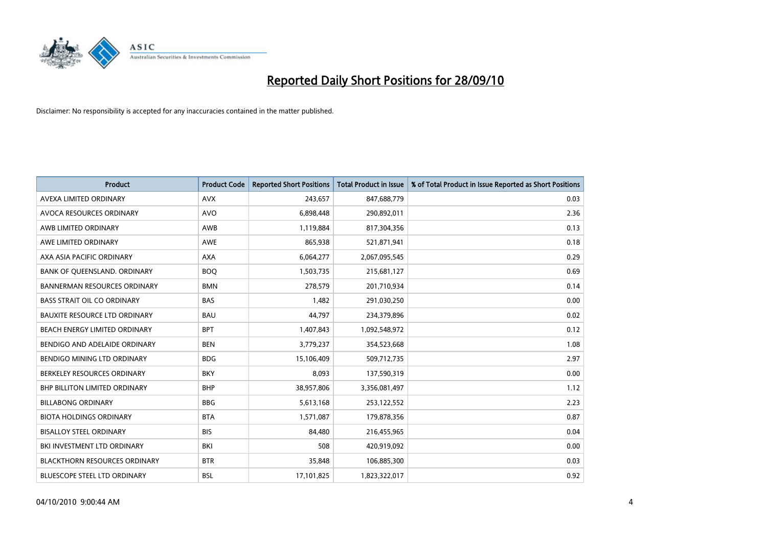# Reported Daily Short Positions for 28/09/10

Disclaimer: No responsibility is accepted for any inaccuracies contained in the matter published.

| Product | Product Code | Reported Short Positions | Total Product in Issue | % of Total Product in Issue Reported as Short Positions |
|---|---|---|---|---|
| AVEXA LIMITED ORDINARY | AVX | 243,657 | 847,688,779 | 0.03 |
| AVOCA RESOURCES ORDINARY | AVO | 6,898,448 | 290,892,011 | 2.36 |
| AWB LIMITED ORDINARY | AWB | 1,119,884 | 817,304,356 | 0.13 |
| AWE LIMITED ORDINARY | AWE | 865,938 | 521,871,941 | 0.18 |
| AXA ASIA PACIFIC ORDINARY | AXA | 6,064,277 | 2,067,095,545 | 0.29 |
| BANK OF QUEENSLAND. ORDINARY | BOQ | 1,503,735 | 215,681,127 | 0.69 |
| BANNERMAN RESOURCES ORDINARY | BMN | 278,579 | 201,710,934 | 0.14 |
| BASS STRAIT OIL CO ORDINARY | BAS | 1,482 | 291,030,250 | 0.00 |
| BAUXITE RESOURCE LTD ORDINARY | BAU | 44,797 | 234,379,896 | 0.02 |
| BEACH ENERGY LIMITED ORDINARY | BPT | 1,407,843 | 1,092,548,972 | 0.12 |
| BENDIGO AND ADELAIDE ORDINARY | BEN | 3,779,237 | 354,523,668 | 1.08 |
| BENDIGO MINING LTD ORDINARY | BDG | 15,106,409 | 509,712,735 | 2.97 |
| BERKELEY RESOURCES ORDINARY | BKY | 8,093 | 137,590,319 | 0.00 |
| BHP BILLITON LIMITED ORDINARY | BHP | 38,957,806 | 3,356,081,497 | 1.12 |
| BILLABONG ORDINARY | BBG | 5,613,168 | 253,122,552 | 2.23 |
| BIOTA HOLDINGS ORDINARY | BTA | 1,571,087 | 179,878,356 | 0.87 |
| BISALLOY STEEL ORDINARY | BIS | 84,480 | 216,455,965 | 0.04 |
| BKI INVESTMENT LTD ORDINARY | BKI | 508 | 420,919,092 | 0.00 |
| BLACKTHORN RESOURCES ORDINARY | BTR | 35,848 | 106,885,300 | 0.03 |
| BLUESCOPE STEEL LTD ORDINARY | BSL | 17,101,825 | 1,823,322,017 | 0.92 |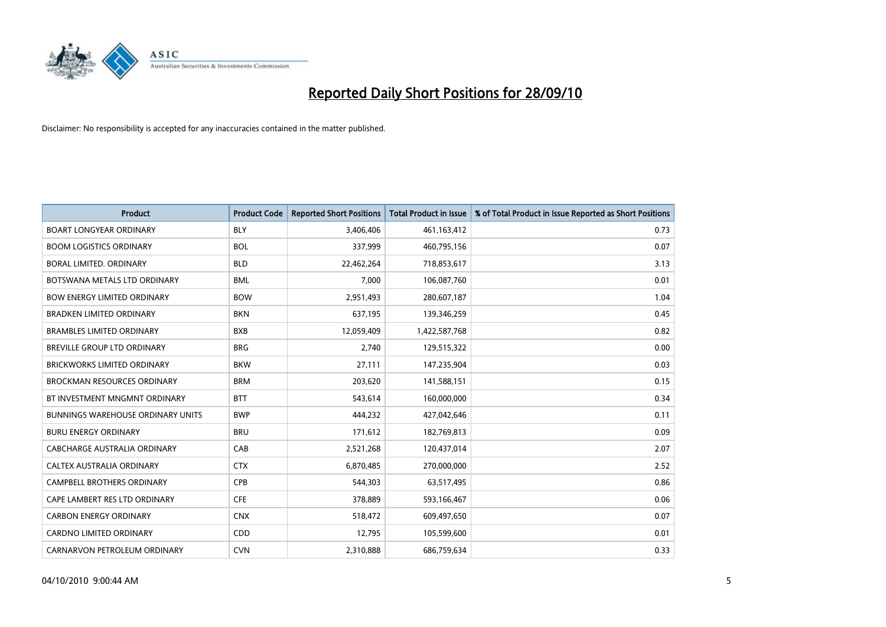# Reported Daily Short Positions for 28/09/10

Disclaimer: No responsibility is accepted for any inaccuracies contained in the matter published.

| Product | Product Code | Reported Short Positions | Total Product in Issue | % of Total Product in Issue Reported as Short Positions |
|---|---|---|---|---|
| BOART LONGYEAR ORDINARY | BLY | 3,406,406 | 461,163,412 | 0.73 |
| BOOM LOGISTICS ORDINARY | BOL | 337,999 | 460,795,156 | 0.07 |
| BORAL LIMITED. ORDINARY | BLD | 22,462,264 | 718,853,617 | 3.13 |
| BOTSWANA METALS LTD ORDINARY | BML | 7,000 | 106,087,760 | 0.01 |
| BOW ENERGY LIMITED ORDINARY | BOW | 2,951,493 | 280,607,187 | 1.04 |
| BRADKEN LIMITED ORDINARY | BKN | 637,195 | 139,346,259 | 0.45 |
| BRAMBLES LIMITED ORDINARY | BXB | 12,059,409 | 1,422,587,768 | 0.82 |
| BREVILLE GROUP LTD ORDINARY | BRG | 2,740 | 129,515,322 | 0.00 |
| BRICKWORKS LIMITED ORDINARY | BKW | 27,111 | 147,235,904 | 0.03 |
| BROCKMAN RESOURCES ORDINARY | BRM | 203,620 | 141,588,151 | 0.15 |
| BT INVESTMENT MNGMNT ORDINARY | BTT | 543,614 | 160,000,000 | 0.34 |
| BUNNINGS WAREHOUSE ORDINARY UNITS | BWP | 444,232 | 427,042,646 | 0.11 |
| BURU ENERGY ORDINARY | BRU | 171,612 | 182,769,813 | 0.09 |
| CABCHARGE AUSTRALIA ORDINARY | CAB | 2,521,268 | 120,437,014 | 2.07 |
| CALTEX AUSTRALIA ORDINARY | CTX | 6,870,485 | 270,000,000 | 2.52 |
| CAMPBELL BROTHERS ORDINARY | CPB | 544,303 | 63,517,495 | 0.86 |
| CAPE LAMBERT RES LTD ORDINARY | CFE | 378,889 | 593,166,467 | 0.06 |
| CARBON ENERGY ORDINARY | CNX | 518,472 | 609,497,650 | 0.07 |
| CARDNO LIMITED ORDINARY | CDD | 12,795 | 105,599,600 | 0.01 |
| CARNARVON PETROLEUM ORDINARY | CVN | 2,310,888 | 686,759,634 | 0.33 |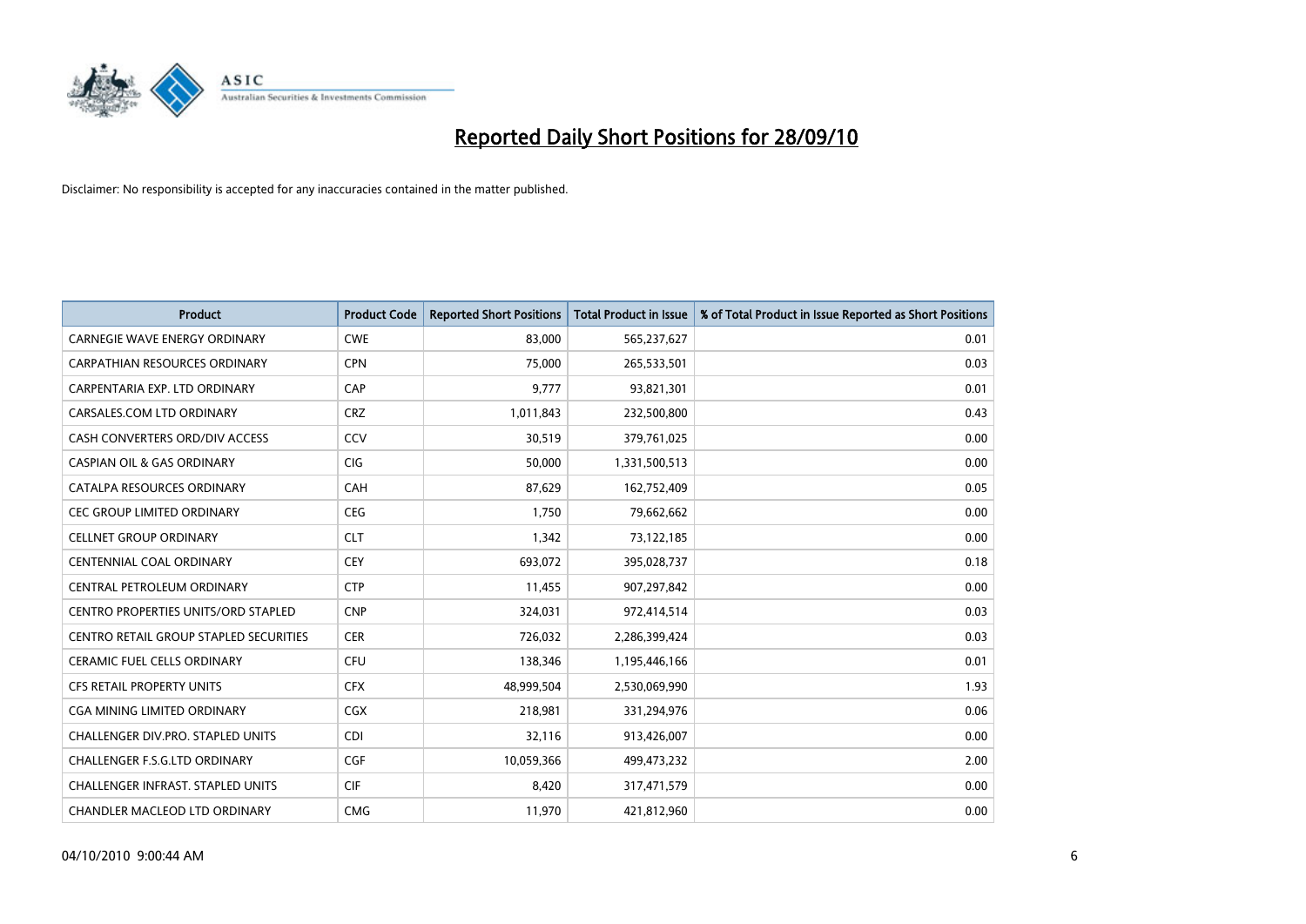# Reported Daily Short Positions for 28/09/10

Disclaimer: No responsibility is accepted for any inaccuracies contained in the matter published.

| Product | Product Code | Reported Short Positions | Total Product in Issue | % of Total Product in Issue Reported as Short Positions |
|---|---|---|---|---|
| CARNEGIE WAVE ENERGY ORDINARY | CWE | 83,000 | 565,237,627 | 0.01 |
| CARPATHIAN RESOURCES ORDINARY | CPN | 75,000 | 265,533,501 | 0.03 |
| CARPENTARIA EXP. LTD ORDINARY | CAP | 9,777 | 93,821,301 | 0.01 |
| CARSALES.COM LTD ORDINARY | CRZ | 1,011,843 | 232,500,800 | 0.43 |
| CASH CONVERTERS ORD/DIV ACCESS | CCV | 30,519 | 379,761,025 | 0.00 |
| CASPIAN OIL & GAS ORDINARY | CIG | 50,000 | 1,331,500,513 | 0.00 |
| CATALPA RESOURCES ORDINARY | CAH | 87,629 | 162,752,409 | 0.05 |
| CEC GROUP LIMITED ORDINARY | CEG | 1,750 | 79,662,662 | 0.00 |
| CELLNET GROUP ORDINARY | CLT | 1,342 | 73,122,185 | 0.00 |
| CENTENNIAL COAL ORDINARY | CEY | 693,072 | 395,028,737 | 0.18 |
| CENTRAL PETROLEUM ORDINARY | CTP | 11,455 | 907,297,842 | 0.00 |
| CENTRO PROPERTIES UNITS/ORD STAPLED | CNP | 324,031 | 972,414,514 | 0.03 |
| CENTRO RETAIL GROUP STAPLED SECURITIES | CER | 726,032 | 2,286,399,424 | 0.03 |
| CERAMIC FUEL CELLS ORDINARY | CFU | 138,346 | 1,195,446,166 | 0.01 |
| CFS RETAIL PROPERTY UNITS | CFX | 48,999,504 | 2,530,069,990 | 1.93 |
| CGA MINING LIMITED ORDINARY | CGX | 218,981 | 331,294,976 | 0.06 |
| CHALLENGER DIV.PRO. STAPLED UNITS | CDI | 32,116 | 913,426,007 | 0.00 |
| CHALLENGER F.S.G.LTD ORDINARY | CGF | 10,059,366 | 499,473,232 | 2.00 |
| CHALLENGER INFRAST. STAPLED UNITS | CIF | 8,420 | 317,471,579 | 0.00 |
| CHANDLER MACLEOD LTD ORDINARY | CMG | 11,970 | 421,812,960 | 0.00 |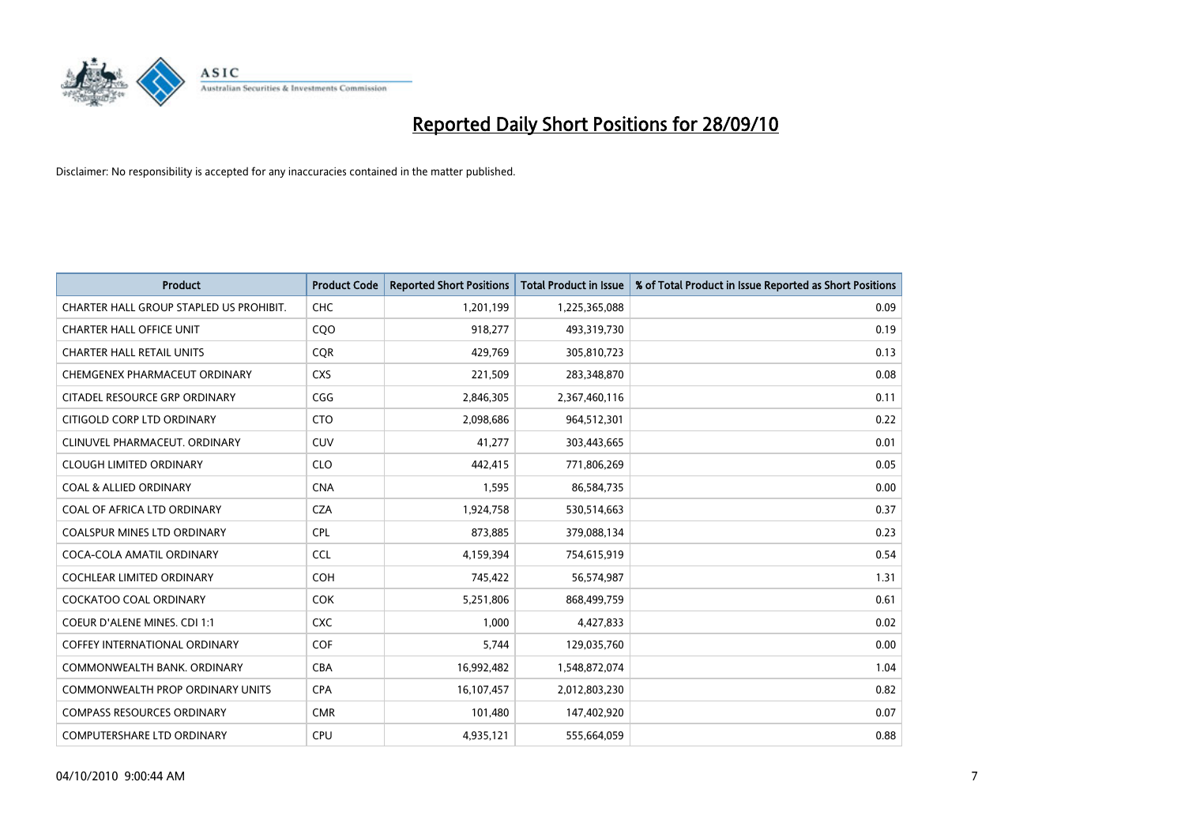# Reported Daily Short Positions for 28/09/10

Disclaimer: No responsibility is accepted for any inaccuracies contained in the matter published.

| Product | Product Code | Reported Short Positions | Total Product in Issue | % of Total Product in Issue Reported as Short Positions |
|---|---|---|---|---|
| CHARTER HALL GROUP STAPLED US PROHIBIT. | CHC | 1,201,199 | 1,225,365,088 | 0.09 |
| CHARTER HALL OFFICE UNIT | CQO | 918,277 | 493,319,730 | 0.19 |
| CHARTER HALL RETAIL UNITS | CQR | 429,769 | 305,810,723 | 0.13 |
| CHEMGENEX PHARMACEUT ORDINARY | CXS | 221,509 | 283,348,870 | 0.08 |
| CITADEL RESOURCE GRP ORDINARY | CGG | 2,846,305 | 2,367,460,116 | 0.11 |
| CITIGOLD CORP LTD ORDINARY | CTO | 2,098,686 | 964,512,301 | 0.22 |
| CLINUVEL PHARMACEUT. ORDINARY | CUV | 41,277 | 303,443,665 | 0.01 |
| CLOUGH LIMITED ORDINARY | CLO | 442,415 | 771,806,269 | 0.05 |
| COAL & ALLIED ORDINARY | CNA | 1,595 | 86,584,735 | 0.00 |
| COAL OF AFRICA LTD ORDINARY | CZA | 1,924,758 | 530,514,663 | 0.37 |
| COALSPUR MINES LTD ORDINARY | CPL | 873,885 | 379,088,134 | 0.23 |
| COCA-COLA AMATIL ORDINARY | CCL | 4,159,394 | 754,615,919 | 0.54 |
| COCHLEAR LIMITED ORDINARY | COH | 745,422 | 56,574,987 | 1.31 |
| COCKATOO COAL ORDINARY | COK | 5,251,806 | 868,499,759 | 0.61 |
| COEUR D'ALENE MINES. CDI 1:1 | CXC | 1,000 | 4,427,833 | 0.02 |
| COFFEY INTERNATIONAL ORDINARY | COF | 5,744 | 129,035,760 | 0.00 |
| COMMONWEALTH BANK. ORDINARY | CBA | 16,992,482 | 1,548,872,074 | 1.04 |
| COMMONWEALTH PROP ORDINARY UNITS | CPA | 16,107,457 | 2,012,803,230 | 0.82 |
| COMPASS RESOURCES ORDINARY | CMR | 101,480 | 147,402,920 | 0.07 |
| COMPUTERSHARE LTD ORDINARY | CPU | 4,935,121 | 555,664,059 | 0.88 |

04/10/2010 9:00:44 AM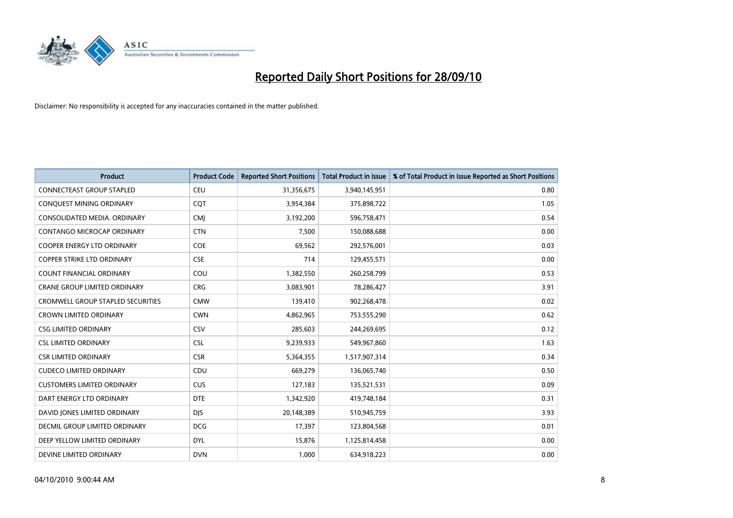# Reported Daily Short Positions for 28/09/10

Disclaimer: No responsibility is accepted for any inaccuracies contained in the matter published.

| Product | Product Code | Reported Short Positions | Total Product in Issue | % of Total Product in Issue Reported as Short Positions |
|---|---|---|---|---|
| CONNECTEAST GROUP STAPLED | CEU | 31,356,675 | 3,940,145,951 | 0.80 |
| CONQUEST MINING ORDINARY | CQT | 3,954,384 | 375,898,722 | 1.05 |
| CONSOLIDATED MEDIA. ORDINARY | CMJ | 3,192,200 | 596,758,471 | 0.54 |
| CONTANGO MICROCAP ORDINARY | CTN | 7,500 | 150,088,688 | 0.00 |
| COOPER ENERGY LTD ORDINARY | COE | 69,562 | 292,576,001 | 0.03 |
| COPPER STRIKE LTD ORDINARY | CSE | 714 | 129,455,571 | 0.00 |
| COUNT FINANCIAL ORDINARY | COU | 1,382,550 | 260,258,799 | 0.53 |
| CRANE GROUP LIMITED ORDINARY | CRG | 3,083,901 | 78,286,427 | 3.91 |
| CROMWELL GROUP STAPLED SECURITIES | CMW | 139,410 | 902,268,478 | 0.02 |
| CROWN LIMITED ORDINARY | CWN | 4,862,965 | 753,555,290 | 0.62 |
| CSG LIMITED ORDINARY | CSV | 285,603 | 244,269,695 | 0.12 |
| CSL LIMITED ORDINARY | CSL | 9,239,933 | 549,967,860 | 1.63 |
| CSR LIMITED ORDINARY | CSR | 5,364,355 | 1,517,907,314 | 0.34 |
| CUDECO LIMITED ORDINARY | CDU | 669,279 | 136,065,740 | 0.50 |
| CUSTOMERS LIMITED ORDINARY | CUS | 127,183 | 135,521,531 | 0.09 |
| DART ENERGY LTD ORDINARY | DTE | 1,342,920 | 419,748,184 | 0.31 |
| DAVID JONES LIMITED ORDINARY | DJS | 20,148,389 | 510,945,759 | 3.93 |
| DECMIL GROUP LIMITED ORDINARY | DCG | 17,397 | 123,804,568 | 0.01 |
| DEEP YELLOW LIMITED ORDINARY | DYL | 15,876 | 1,125,814,458 | 0.00 |
| DEVINE LIMITED ORDINARY | DVN | 1,000 | 634,918,223 | 0.00 |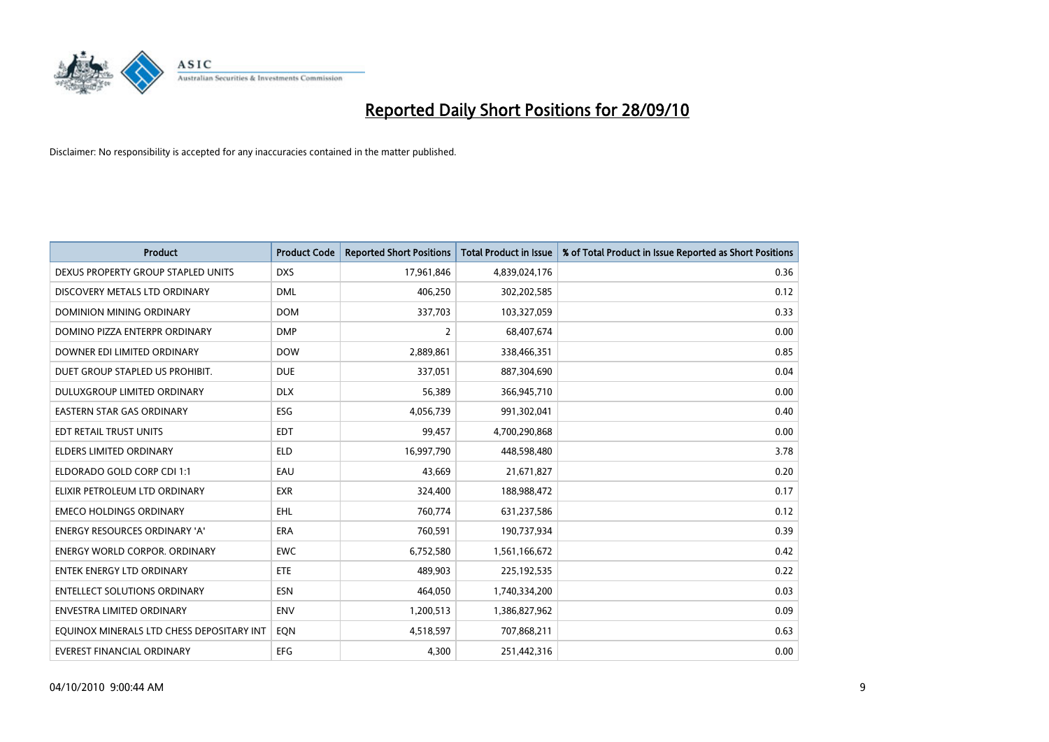# Reported Daily Short Positions for 28/09/10

Disclaimer: No responsibility is accepted for any inaccuracies contained in the matter published.

| Product | Product Code | Reported Short Positions | Total Product in Issue | % of Total Product in Issue Reported as Short Positions |
|---|---|---|---|---|
| DEXUS PROPERTY GROUP STAPLED UNITS | DXS | 17,961,846 | 4,839,024,176 | 0.36 |
| DISCOVERY METALS LTD ORDINARY | DML | 406,250 | 302,202,585 | 0.12 |
| DOMINION MINING ORDINARY | DOM | 337,703 | 103,327,059 | 0.33 |
| DOMINO PIZZA ENTERPR ORDINARY | DMP | 2 | 68,407,674 | 0.00 |
| DOWNER EDI LIMITED ORDINARY | DOW | 2,889,861 | 338,466,351 | 0.85 |
| DUET GROUP STAPLED US PROHIBIT. | DUE | 337,051 | 887,304,690 | 0.04 |
| DULUXGROUP LIMITED ORDINARY | DLX | 56,389 | 366,945,710 | 0.00 |
| EASTERN STAR GAS ORDINARY | ESG | 4,056,739 | 991,302,041 | 0.40 |
| EDT RETAIL TRUST UNITS | EDT | 99,457 | 4,700,290,868 | 0.00 |
| ELDERS LIMITED ORDINARY | ELD | 16,997,790 | 448,598,480 | 3.78 |
| ELDORADO GOLD CORP CDI 1:1 | EAU | 43,669 | 21,671,827 | 0.20 |
| ELIXIR PETROLEUM LTD ORDINARY | EXR | 324,400 | 188,988,472 | 0.17 |
| EMECO HOLDINGS ORDINARY | EHL | 760,774 | 631,237,586 | 0.12 |
| ENERGY RESOURCES ORDINARY 'A' | ERA | 760,591 | 190,737,934 | 0.39 |
| ENERGY WORLD CORPOR. ORDINARY | EWC | 6,752,580 | 1,561,166,672 | 0.42 |
| ENTEK ENERGY LTD ORDINARY | ETE | 489,903 | 225,192,535 | 0.22 |
| ENTELLECT SOLUTIONS ORDINARY | ESN | 464,050 | 1,740,334,200 | 0.03 |
| ENVESTRA LIMITED ORDINARY | ENV | 1,200,513 | 1,386,827,962 | 0.09 |
| EQUINOX MINERALS LTD CHESS DEPOSITARY INT | EQN | 4,518,597 | 707,868,211 | 0.63 |
| EVEREST FINANCIAL ORDINARY | EFG | 4,300 | 251,442,316 | 0.00 |

04/10/2010 9:00:44 AM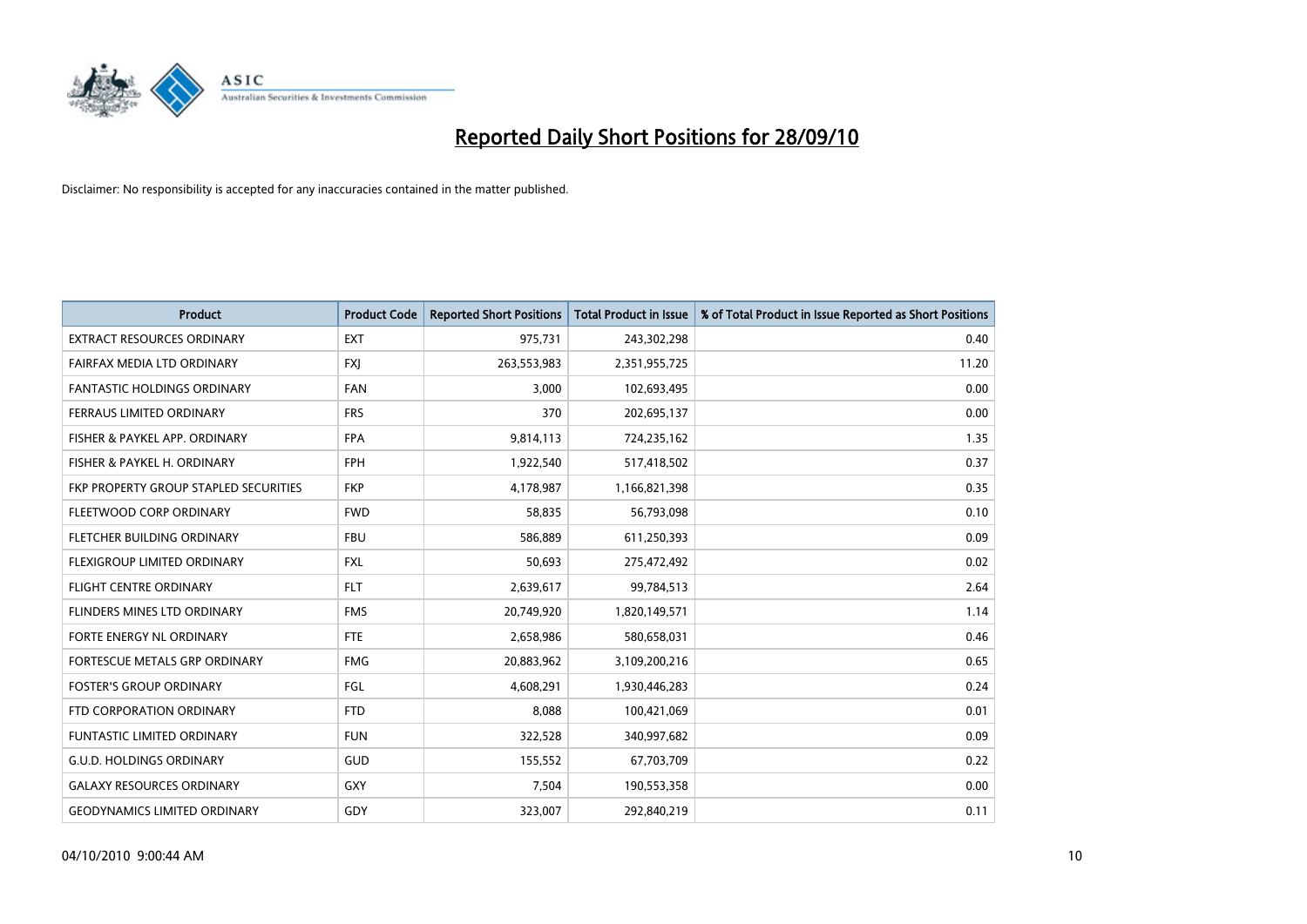# Reported Daily Short Positions for 28/09/10

Disclaimer: No responsibility is accepted for any inaccuracies contained in the matter published.

| Product | Product Code | Reported Short Positions | Total Product in Issue | % of Total Product in Issue Reported as Short Positions |
|---|---|---|---|---|
| EXTRACT RESOURCES ORDINARY | EXT | 975,731 | 243,302,298 | 0.40 |
| FAIRFAX MEDIA LTD ORDINARY | FXJ | 263,553,983 | 2,351,955,725 | 11.20 |
| FANTASTIC HOLDINGS ORDINARY | FAN | 3,000 | 102,693,495 | 0.00 |
| FERRAUS LIMITED ORDINARY | FRS | 370 | 202,695,137 | 0.00 |
| FISHER & PAYKEL APP. ORDINARY | FPA | 9,814,113 | 724,235,162 | 1.35 |
| FISHER & PAYKEL H. ORDINARY | FPH | 1,922,540 | 517,418,502 | 0.37 |
| FKP PROPERTY GROUP STAPLED SECURITIES | FKP | 4,178,987 | 1,166,821,398 | 0.35 |
| FLEETWOOD CORP ORDINARY | FWD | 58,835 | 56,793,098 | 0.10 |
| FLETCHER BUILDING ORDINARY | FBU | 586,889 | 611,250,393 | 0.09 |
| FLEXIGROUP LIMITED ORDINARY | FXL | 50,693 | 275,472,492 | 0.02 |
| FLIGHT CENTRE ORDINARY | FLT | 2,639,617 | 99,784,513 | 2.64 |
| FLINDERS MINES LTD ORDINARY | FMS | 20,749,920 | 1,820,149,571 | 1.14 |
| FORTE ENERGY NL ORDINARY | FTE | 2,658,986 | 580,658,031 | 0.46 |
| FORTESCUE METALS GRP ORDINARY | FMG | 20,883,962 | 3,109,200,216 | 0.65 |
| FOSTER'S GROUP ORDINARY | FGL | 4,608,291 | 1,930,446,283 | 0.24 |
| FTD CORPORATION ORDINARY | FTD | 8,088 | 100,421,069 | 0.01 |
| FUNTASTIC LIMITED ORDINARY | FUN | 322,528 | 340,997,682 | 0.09 |
| G.U.D. HOLDINGS ORDINARY | GUD | 155,552 | 67,703,709 | 0.22 |
| GALAXY RESOURCES ORDINARY | GXY | 7,504 | 190,553,358 | 0.00 |
| GEODYNAMICS LIMITED ORDINARY | GDY | 323,007 | 292,840,219 | 0.11 |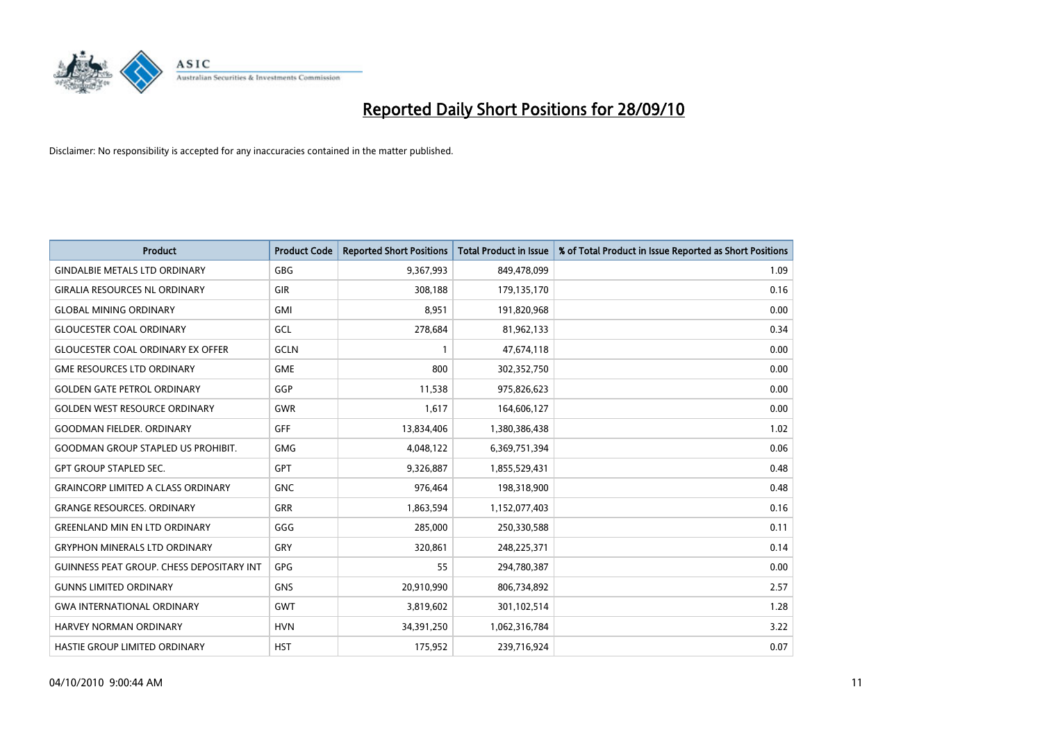# Reported Daily Short Positions for 28/09/10

Disclaimer: No responsibility is accepted for any inaccuracies contained in the matter published.

| Product | Product Code | Reported Short Positions | Total Product in Issue | % of Total Product in Issue Reported as Short Positions |
|---|---|---|---|---|
| GINDALBIE METALS LTD ORDINARY | GBG | 9,367,993 | 849,478,099 | 1.09 |
| GIRALIA RESOURCES NL ORDINARY | GIR | 308,188 | 179,135,170 | 0.16 |
| GLOBAL MINING ORDINARY | GMI | 8,951 | 191,820,968 | 0.00 |
| GLOUCESTER COAL ORDINARY | GCL | 278,684 | 81,962,133 | 0.34 |
| GLOUCESTER COAL ORDINARY EX OFFER | GCLN | 1 | 47,674,118 | 0.00 |
| GME RESOURCES LTD ORDINARY | GME | 800 | 302,352,750 | 0.00 |
| GOLDEN GATE PETROL ORDINARY | GGP | 11,538 | 975,826,623 | 0.00 |
| GOLDEN WEST RESOURCE ORDINARY | GWR | 1,617 | 164,606,127 | 0.00 |
| GOODMAN FIELDER. ORDINARY | GFF | 13,834,406 | 1,380,386,438 | 1.02 |
| GOODMAN GROUP STAPLED US PROHIBIT. | GMG | 4,048,122 | 6,369,751,394 | 0.06 |
| GPT GROUP STAPLED SEC. | GPT | 9,326,887 | 1,855,529,431 | 0.48 |
| GRAINCORP LIMITED A CLASS ORDINARY | GNC | 976,464 | 198,318,900 | 0.48 |
| GRANGE RESOURCES. ORDINARY | GRR | 1,863,594 | 1,152,077,403 | 0.16 |
| GREENLAND MIN EN LTD ORDINARY | GGG | 285,000 | 250,330,588 | 0.11 |
| GRYPHON MINERALS LTD ORDINARY | GRY | 320,861 | 248,225,371 | 0.14 |
| GUINNESS PEAT GROUP. CHESS DEPOSITARY INT | GPG | 55 | 294,780,387 | 0.00 |
| GUNNS LIMITED ORDINARY | GNS | 20,910,990 | 806,734,892 | 2.57 |
| GWA INTERNATIONAL ORDINARY | GWT | 3,819,602 | 301,102,514 | 1.28 |
| HARVEY NORMAN ORDINARY | HVN | 34,391,250 | 1,062,316,784 | 3.22 |
| HASTIE GROUP LIMITED ORDINARY | HST | 175,952 | 239,716,924 | 0.07 |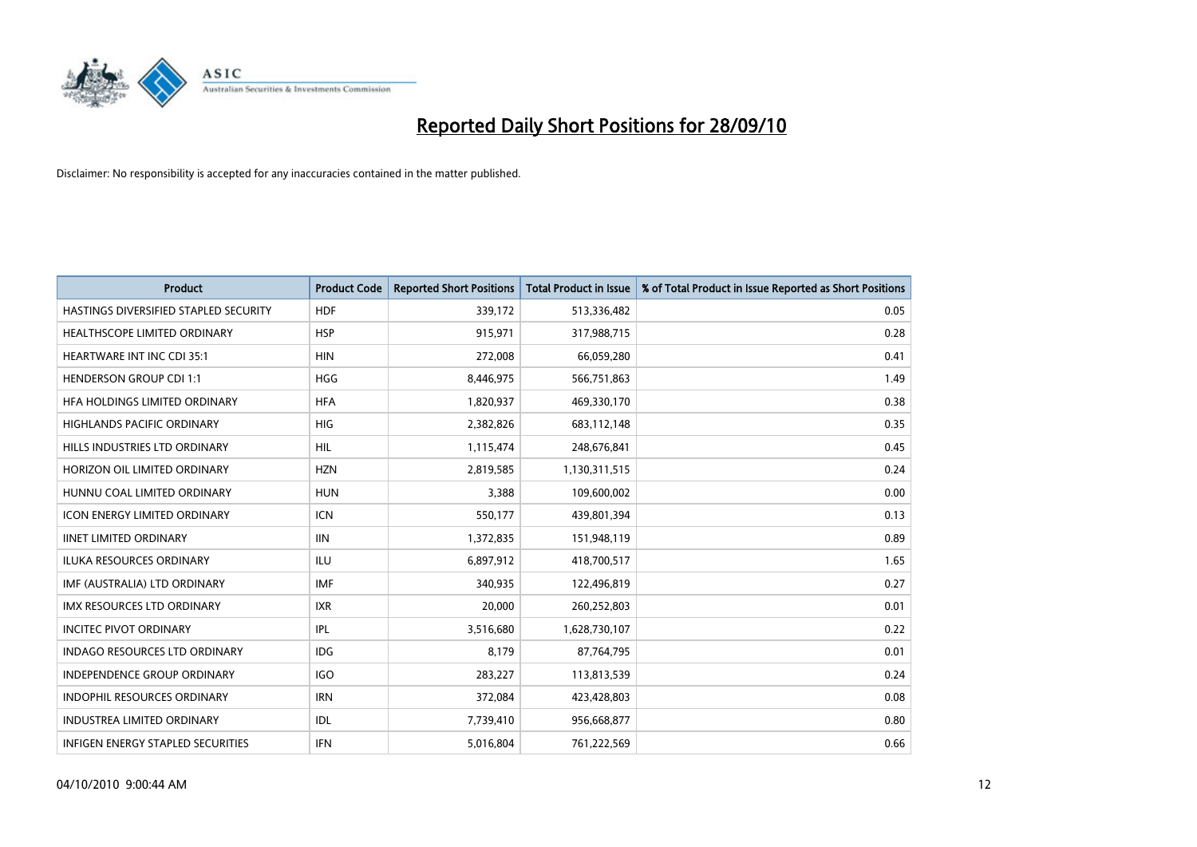# Reported Daily Short Positions for 28/09/10

Disclaimer: No responsibility is accepted for any inaccuracies contained in the matter published.

| Product | Product Code | Reported Short Positions | Total Product in Issue | % of Total Product in Issue Reported as Short Positions |
|---|---|---|---|---|
| HASTINGS DIVERSIFIED STAPLED SECURITY | HDF | 339,172 | 513,336,482 | 0.05 |
| HEALTHSCOPE LIMITED ORDINARY | HSP | 915,971 | 317,988,715 | 0.28 |
| HEARTWARE INT INC CDI 35:1 | HIN | 272,008 | 66,059,280 | 0.41 |
| HENDERSON GROUP CDI 1:1 | HGG | 8,446,975 | 566,751,863 | 1.49 |
| HFA HOLDINGS LIMITED ORDINARY | HFA | 1,820,937 | 469,330,170 | 0.38 |
| HIGHLANDS PACIFIC ORDINARY | HIG | 2,382,826 | 683,112,148 | 0.35 |
| HILLS INDUSTRIES LTD ORDINARY | HIL | 1,115,474 | 248,676,841 | 0.45 |
| HORIZON OIL LIMITED ORDINARY | HZN | 2,819,585 | 1,130,311,515 | 0.24 |
| HUNNU COAL LIMITED ORDINARY | HUN | 3,388 | 109,600,002 | 0.00 |
| ICON ENERGY LIMITED ORDINARY | ICN | 550,177 | 439,801,394 | 0.13 |
| IINET LIMITED ORDINARY | IIN | 1,372,835 | 151,948,119 | 0.89 |
| ILUKA RESOURCES ORDINARY | ILU | 6,897,912 | 418,700,517 | 1.65 |
| IMF (AUSTRALIA) LTD ORDINARY | IMF | 340,935 | 122,496,819 | 0.27 |
| IMX RESOURCES LTD ORDINARY | IXR | 20,000 | 260,252,803 | 0.01 |
| INCITEC PIVOT ORDINARY | IPL | 3,516,680 | 1,628,730,107 | 0.22 |
| INDAGO RESOURCES LTD ORDINARY | IDG | 8,179 | 87,764,795 | 0.01 |
| INDEPENDENCE GROUP ORDINARY | IGO | 283,227 | 113,813,539 | 0.24 |
| INDOPHIL RESOURCES ORDINARY | IRN | 372,084 | 423,428,803 | 0.08 |
| INDUSTREA LIMITED ORDINARY | IDL | 7,739,410 | 956,668,877 | 0.80 |
| INFIGEN ENERGY STAPLED SECURITIES | IFN | 5,016,804 | 761,222,569 | 0.66 |

04/10/2010 9:00:44 AM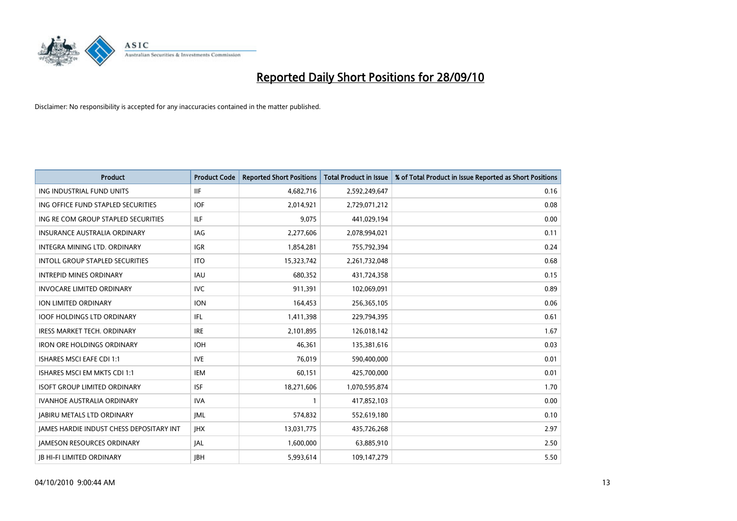# Reported Daily Short Positions for 28/09/10

Disclaimer: No responsibility is accepted for any inaccuracies contained in the matter published.

| Product | Product Code | Reported Short Positions | Total Product in Issue | % of Total Product in Issue Reported as Short Positions |
|---|---|---|---|---|
| ING INDUSTRIAL FUND UNITS | IIF | 4,682,716 | 2,592,249,647 | 0.16 |
| ING OFFICE FUND STAPLED SECURITIES | IOF | 2,014,921 | 2,729,071,212 | 0.08 |
| ING RE COM GROUP STAPLED SECURITIES | ILF | 9,075 | 441,029,194 | 0.00 |
| INSURANCE AUSTRALIA ORDINARY | IAG | 2,277,606 | 2,078,994,021 | 0.11 |
| INTEGRA MINING LTD. ORDINARY | IGR | 1,854,281 | 755,792,394 | 0.24 |
| INTOLL GROUP STAPLED SECURITIES | ITO | 15,323,742 | 2,261,732,048 | 0.68 |
| INTREPID MINES ORDINARY | IAU | 680,352 | 431,724,358 | 0.15 |
| INVOCARE LIMITED ORDINARY | IVC | 911,391 | 102,069,091 | 0.89 |
| ION LIMITED ORDINARY | ION | 164,453 | 256,365,105 | 0.06 |
| IOOF HOLDINGS LTD ORDINARY | IFL | 1,411,398 | 229,794,395 | 0.61 |
| IRESS MARKET TECH. ORDINARY | IRE | 2,101,895 | 126,018,142 | 1.67 |
| IRON ORE HOLDINGS ORDINARY | IOH | 46,361 | 135,381,616 | 0.03 |
| ISHARES MSCI EAFE CDI 1:1 | IVE | 76,019 | 590,400,000 | 0.01 |
| ISHARES MSCI EM MKTS CDI 1:1 | IEM | 60,151 | 425,700,000 | 0.01 |
| ISOFT GROUP LIMITED ORDINARY | ISF | 18,271,606 | 1,070,595,874 | 1.70 |
| IVANHOE AUSTRALIA ORDINARY | IVA | 1 | 417,852,103 | 0.00 |
| JABIRU METALS LTD ORDINARY | JML | 574,832 | 552,619,180 | 0.10 |
| JAMES HARDIE INDUST CHESS DEPOSITARY INT | JHX | 13,031,775 | 435,726,268 | 2.97 |
| JAMESON RESOURCES ORDINARY | JAL | 1,600,000 | 63,885,910 | 2.50 |
| JB HI-FI LIMITED ORDINARY | JBH | 5,993,614 | 109,147,279 | 5.50 |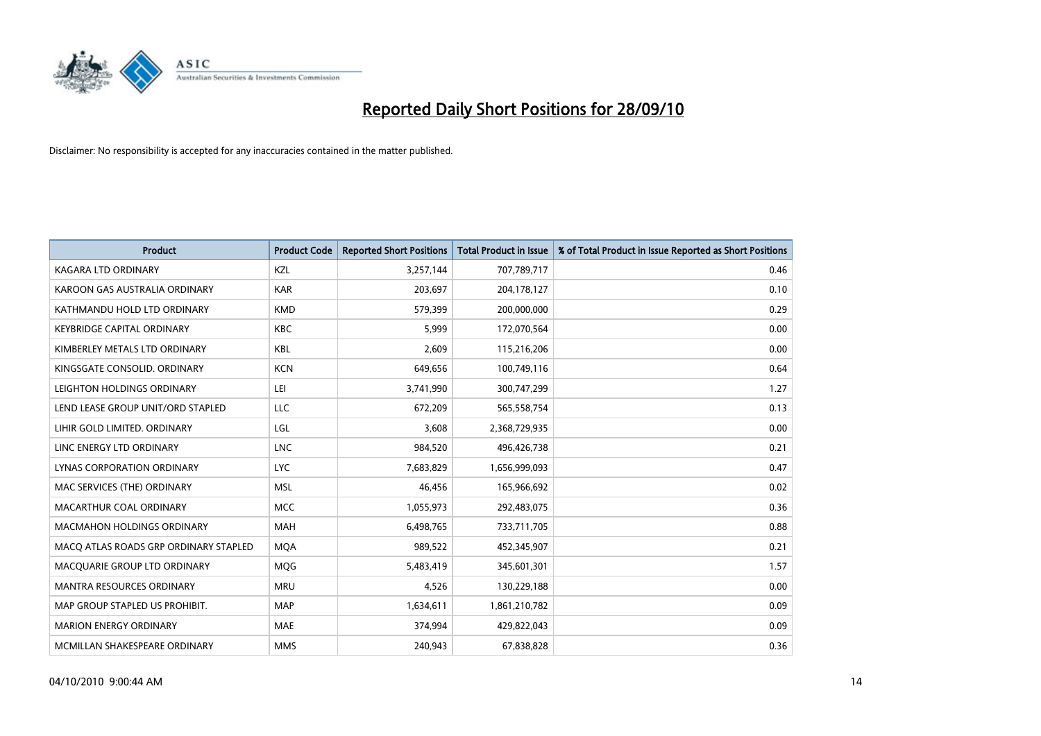# Reported Daily Short Positions for 28/09/10

Disclaimer: No responsibility is accepted for any inaccuracies contained in the matter published.

| Product | Product Code | Reported Short Positions | Total Product in Issue | % of Total Product in Issue Reported as Short Positions |
|---|---|---|---|---|
| KAGARA LTD ORDINARY | KZL | 3,257,144 | 707,789,717 | 0.46 |
| KAROON GAS AUSTRALIA ORDINARY | KAR | 203,697 | 204,178,127 | 0.10 |
| KATHMANDU HOLD LTD ORDINARY | KMD | 579,399 | 200,000,000 | 0.29 |
| KEYBRIDGE CAPITAL ORDINARY | KBC | 5,999 | 172,070,564 | 0.00 |
| KIMBERLEY METALS LTD ORDINARY | KBL | 2,609 | 115,216,206 | 0.00 |
| KINGSGATE CONSOLID. ORDINARY | KCN | 649,656 | 100,749,116 | 0.64 |
| LEIGHTON HOLDINGS ORDINARY | LEI | 3,741,990 | 300,747,299 | 1.27 |
| LEND LEASE GROUP UNIT/ORD STAPLED | LLC | 672,209 | 565,558,754 | 0.13 |
| LIHIR GOLD LIMITED. ORDINARY | LGL | 3,608 | 2,368,729,935 | 0.00 |
| LINC ENERGY LTD ORDINARY | LNC | 984,520 | 496,426,738 | 0.21 |
| LYNAS CORPORATION ORDINARY | LYC | 7,683,829 | 1,656,999,093 | 0.47 |
| MAC SERVICES (THE) ORDINARY | MSL | 46,456 | 165,966,692 | 0.02 |
| MACARTHUR COAL ORDINARY | MCC | 1,055,973 | 292,483,075 | 0.36 |
| MACMAHON HOLDINGS ORDINARY | MAH | 6,498,765 | 733,711,705 | 0.88 |
| MACQ ATLAS ROADS GRP ORDINARY STAPLED | MQA | 989,522 | 452,345,907 | 0.21 |
| MACQUARIE GROUP LTD ORDINARY | MQG | 5,483,419 | 345,601,301 | 1.57 |
| MANTRA RESOURCES ORDINARY | MRU | 4,526 | 130,229,188 | 0.00 |
| MAP GROUP STAPLED US PROHIBIT. | MAP | 1,634,611 | 1,861,210,782 | 0.09 |
| MARION ENERGY ORDINARY | MAE | 374,994 | 429,822,043 | 0.09 |
| MCMILLAN SHAKESPEARE ORDINARY | MMS | 240,943 | 67,838,828 | 0.36 |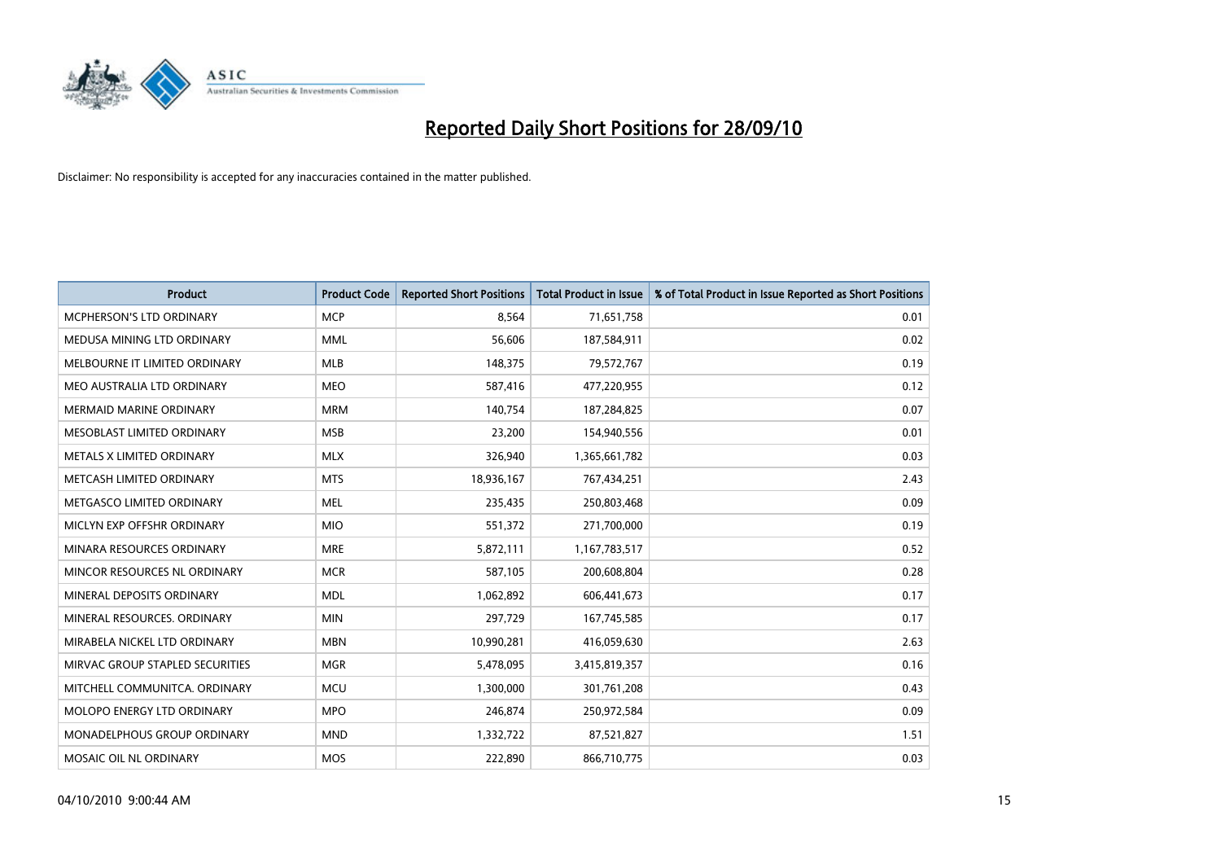# Reported Daily Short Positions for 28/09/10

Disclaimer: No responsibility is accepted for any inaccuracies contained in the matter published.

| Product | Product Code | Reported Short Positions | Total Product in Issue | % of Total Product in Issue Reported as Short Positions |
|---|---|---|---|---|
| MCPHERSON'S LTD ORDINARY | MCP | 8,564 | 71,651,758 | 0.01 |
| MEDUSA MINING LTD ORDINARY | MML | 56,606 | 187,584,911 | 0.02 |
| MELBOURNE IT LIMITED ORDINARY | MLB | 148,375 | 79,572,767 | 0.19 |
| MEO AUSTRALIA LTD ORDINARY | MEO | 587,416 | 477,220,955 | 0.12 |
| MERMAID MARINE ORDINARY | MRM | 140,754 | 187,284,825 | 0.07 |
| MESOBLAST LIMITED ORDINARY | MSB | 23,200 | 154,940,556 | 0.01 |
| METALS X LIMITED ORDINARY | MLX | 326,940 | 1,365,661,782 | 0.03 |
| METCASH LIMITED ORDINARY | MTS | 18,936,167 | 767,434,251 | 2.43 |
| METGASCO LIMITED ORDINARY | MEL | 235,435 | 250,803,468 | 0.09 |
| MICLYN EXP OFFSHR ORDINARY | MIO | 551,372 | 271,700,000 | 0.19 |
| MINARA RESOURCES ORDINARY | MRE | 5,872,111 | 1,167,783,517 | 0.52 |
| MINCOR RESOURCES NL ORDINARY | MCR | 587,105 | 200,608,804 | 0.28 |
| MINERAL DEPOSITS ORDINARY | MDL | 1,062,892 | 606,441,673 | 0.17 |
| MINERAL RESOURCES. ORDINARY | MIN | 297,729 | 167,745,585 | 0.17 |
| MIRABELA NICKEL LTD ORDINARY | MBN | 10,990,281 | 416,059,630 | 2.63 |
| MIRVAC GROUP STAPLED SECURITIES | MGR | 5,478,095 | 3,415,819,357 | 0.16 |
| MITCHELL COMMUNITCA. ORDINARY | MCU | 1,300,000 | 301,761,208 | 0.43 |
| MOLOPO ENERGY LTD ORDINARY | MPO | 246,874 | 250,972,584 | 0.09 |
| MONADELPHOUS GROUP ORDINARY | MND | 1,332,722 | 87,521,827 | 1.51 |
| MOSAIC OIL NL ORDINARY | MOS | 222,890 | 866,710,775 | 0.03 |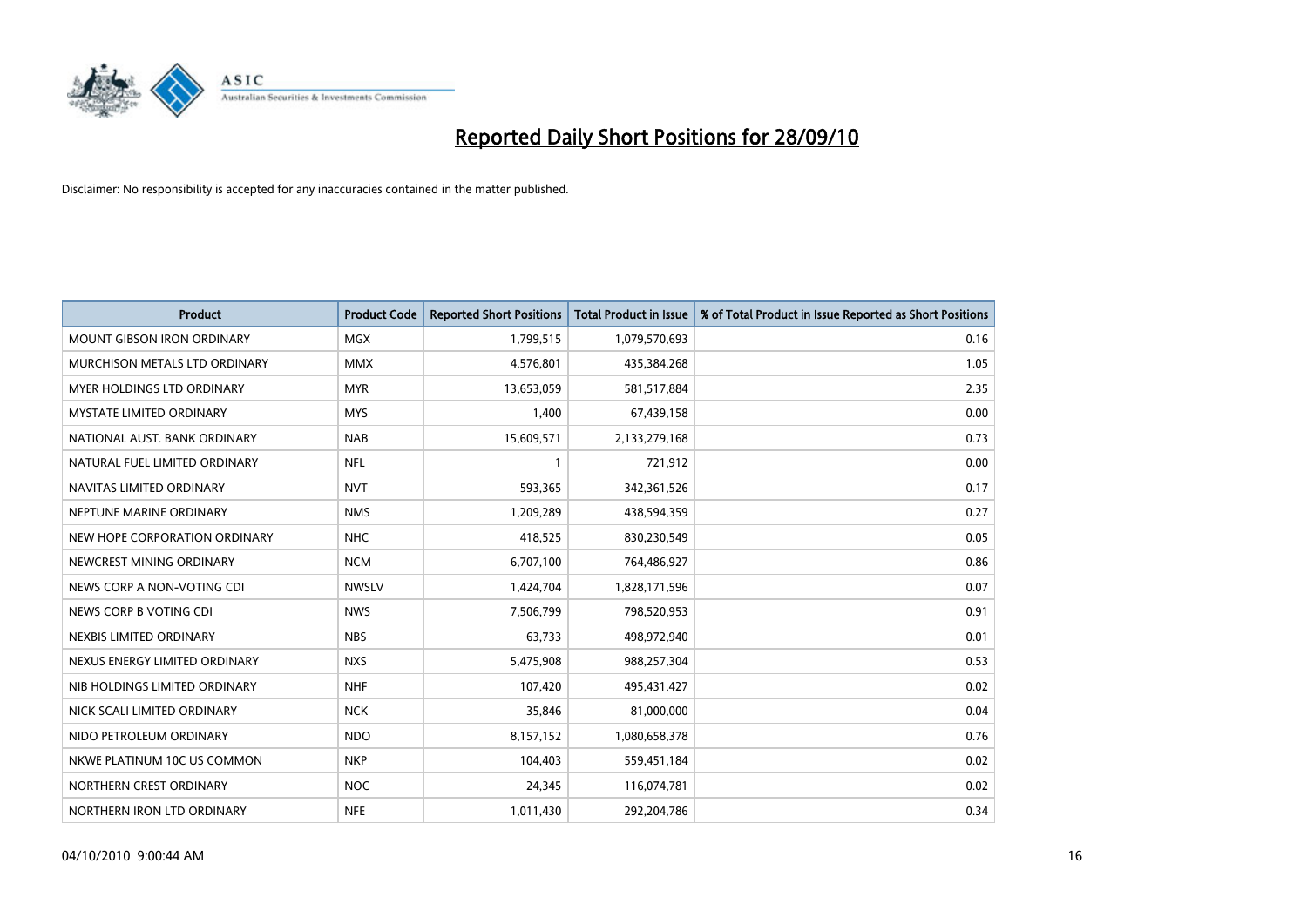# Reported Daily Short Positions for 28/09/10

Disclaimer: No responsibility is accepted for any inaccuracies contained in the matter published.

| Product | Product Code | Reported Short Positions | Total Product in Issue | % of Total Product in Issue Reported as Short Positions |
|---|---|---|---|---|
| MOUNT GIBSON IRON ORDINARY | MGX | 1,799,515 | 1,079,570,693 | 0.16 |
| MURCHISON METALS LTD ORDINARY | MMX | 4,576,801 | 435,384,268 | 1.05 |
| MYER HOLDINGS LTD ORDINARY | MYR | 13,653,059 | 581,517,884 | 2.35 |
| MYSTATE LIMITED ORDINARY | MYS | 1,400 | 67,439,158 | 0.00 |
| NATIONAL AUST. BANK ORDINARY | NAB | 15,609,571 | 2,133,279,168 | 0.73 |
| NATURAL FUEL LIMITED ORDINARY | NFL | 1 | 721,912 | 0.00 |
| NAVITAS LIMITED ORDINARY | NVT | 593,365 | 342,361,526 | 0.17 |
| NEPTUNE MARINE ORDINARY | NMS | 1,209,289 | 438,594,359 | 0.27 |
| NEW HOPE CORPORATION ORDINARY | NHC | 418,525 | 830,230,549 | 0.05 |
| NEWCREST MINING ORDINARY | NCM | 6,707,100 | 764,486,927 | 0.86 |
| NEWS CORP A NON-VOTING CDI | NWSLV | 1,424,704 | 1,828,171,596 | 0.07 |
| NEWS CORP B VOTING CDI | NWS | 7,506,799 | 798,520,953 | 0.91 |
| NEXBIS LIMITED ORDINARY | NBS | 63,733 | 498,972,940 | 0.01 |
| NEXUS ENERGY LIMITED ORDINARY | NXS | 5,475,908 | 988,257,304 | 0.53 |
| NIB HOLDINGS LIMITED ORDINARY | NHF | 107,420 | 495,431,427 | 0.02 |
| NICK SCALI LIMITED ORDINARY | NCK | 35,846 | 81,000,000 | 0.04 |
| NIDO PETROLEUM ORDINARY | NDO | 8,157,152 | 1,080,658,378 | 0.76 |
| NKWE PLATINUM 10C US COMMON | NKP | 104,403 | 559,451,184 | 0.02 |
| NORTHERN CREST ORDINARY | NOC | 24,345 | 116,074,781 | 0.02 |
| NORTHERN IRON LTD ORDINARY | NFE | 1,011,430 | 292,204,786 | 0.34 |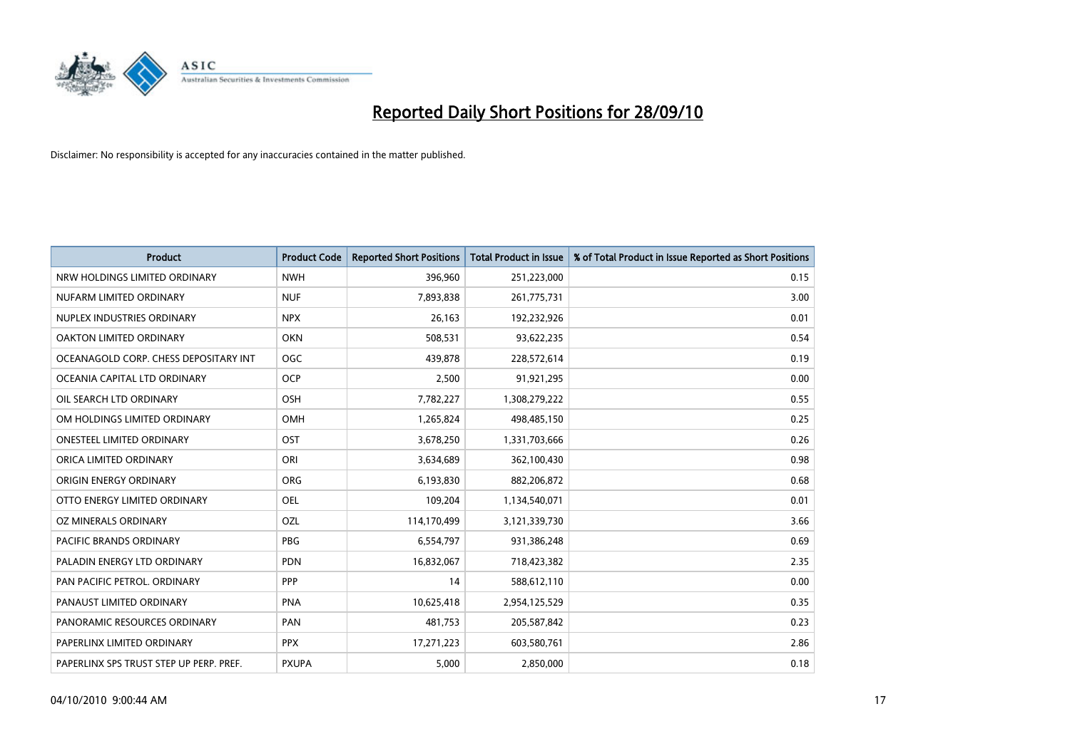# Reported Daily Short Positions for 28/09/10

Disclaimer: No responsibility is accepted for any inaccuracies contained in the matter published.

| Product | Product Code | Reported Short Positions | Total Product in Issue | % of Total Product in Issue Reported as Short Positions |
|---|---|---|---|---|
| NRW HOLDINGS LIMITED ORDINARY | NWH | 396,960 | 251,223,000 | 0.15 |
| NUFARM LIMITED ORDINARY | NUF | 7,893,838 | 261,775,731 | 3.00 |
| NUPLEX INDUSTRIES ORDINARY | NPX | 26,163 | 192,232,926 | 0.01 |
| OAKTON LIMITED ORDINARY | OKN | 508,531 | 93,622,235 | 0.54 |
| OCEANAGOLD CORP. CHESS DEPOSITARY INT | OGC | 439,878 | 228,572,614 | 0.19 |
| OCEANIA CAPITAL LTD ORDINARY | OCP | 2,500 | 91,921,295 | 0.00 |
| OIL SEARCH LTD ORDINARY | OSH | 7,782,227 | 1,308,279,222 | 0.55 |
| OM HOLDINGS LIMITED ORDINARY | OMH | 1,265,824 | 498,485,150 | 0.25 |
| ONESTEEL LIMITED ORDINARY | OST | 3,678,250 | 1,331,703,666 | 0.26 |
| ORICA LIMITED ORDINARY | ORI | 3,634,689 | 362,100,430 | 0.98 |
| ORIGIN ENERGY ORDINARY | ORG | 6,193,830 | 882,206,872 | 0.68 |
| OTTO ENERGY LIMITED ORDINARY | OEL | 109,204 | 1,134,540,071 | 0.01 |
| OZ MINERALS ORDINARY | OZL | 114,170,499 | 3,121,339,730 | 3.66 |
| PACIFIC BRANDS ORDINARY | PBG | 6,554,797 | 931,386,248 | 0.69 |
| PALADIN ENERGY LTD ORDINARY | PDN | 16,832,067 | 718,423,382 | 2.35 |
| PAN PACIFIC PETROL. ORDINARY | PPP | 14 | 588,612,110 | 0.00 |
| PANAUST LIMITED ORDINARY | PNA | 10,625,418 | 2,954,125,529 | 0.35 |
| PANORAMIC RESOURCES ORDINARY | PAN | 481,753 | 205,587,842 | 0.23 |
| PAPERLINX LIMITED ORDINARY | PPX | 17,271,223 | 603,580,761 | 2.86 |
| PAPERLINX SPS TRUST STEP UP PERP. PREF. | PXUPA | 5,000 | 2,850,000 | 0.18 |

04/10/2010 9:00:44 AM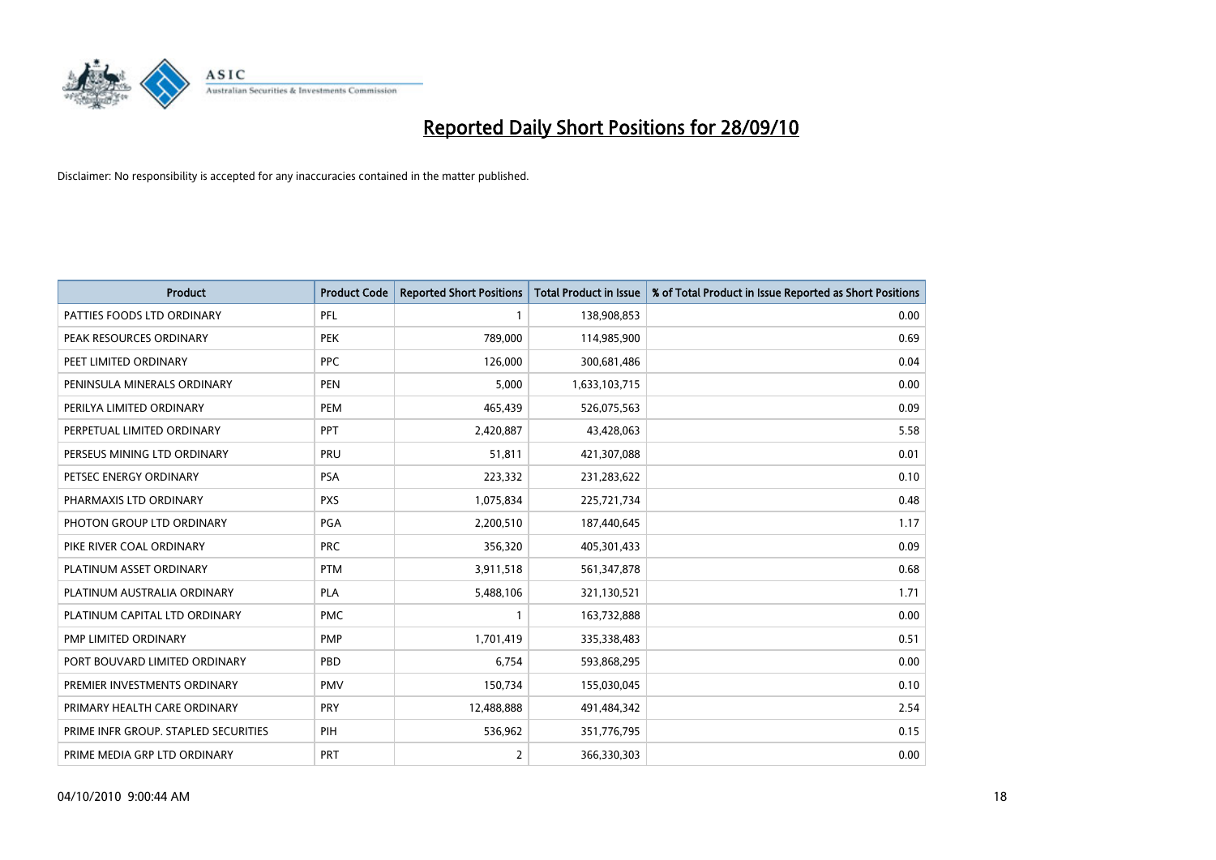# Reported Daily Short Positions for 28/09/10

Disclaimer: No responsibility is accepted for any inaccuracies contained in the matter published.

| Product | Product Code | Reported Short Positions | Total Product in Issue | % of Total Product in Issue Reported as Short Positions |
|---|---|---|---|---|
| PATTIES FOODS LTD ORDINARY | PFL | 1 | 138,908,853 | 0.00 |
| PEAK RESOURCES ORDINARY | PEK | 789,000 | 114,985,900 | 0.69 |
| PEET LIMITED ORDINARY | PPC | 126,000 | 300,681,486 | 0.04 |
| PENINSULA MINERALS ORDINARY | PEN | 5,000 | 1,633,103,715 | 0.00 |
| PERILYA LIMITED ORDINARY | PEM | 465,439 | 526,075,563 | 0.09 |
| PERPETUAL LIMITED ORDINARY | PPT | 2,420,887 | 43,428,063 | 5.58 |
| PERSEUS MINING LTD ORDINARY | PRU | 51,811 | 421,307,088 | 0.01 |
| PETSEC ENERGY ORDINARY | PSA | 223,332 | 231,283,622 | 0.10 |
| PHARMAXIS LTD ORDINARY | PXS | 1,075,834 | 225,721,734 | 0.48 |
| PHOTON GROUP LTD ORDINARY | PGA | 2,200,510 | 187,440,645 | 1.17 |
| PIKE RIVER COAL ORDINARY | PRC | 356,320 | 405,301,433 | 0.09 |
| PLATINUM ASSET ORDINARY | PTM | 3,911,518 | 561,347,878 | 0.68 |
| PLATINUM AUSTRALIA ORDINARY | PLA | 5,488,106 | 321,130,521 | 1.71 |
| PLATINUM CAPITAL LTD ORDINARY | PMC | 1 | 163,732,888 | 0.00 |
| PMP LIMITED ORDINARY | PMP | 1,701,419 | 335,338,483 | 0.51 |
| PORT BOUVARD LIMITED ORDINARY | PBD | 6,754 | 593,868,295 | 0.00 |
| PREMIER INVESTMENTS ORDINARY | PMV | 150,734 | 155,030,045 | 0.10 |
| PRIMARY HEALTH CARE ORDINARY | PRY | 12,488,888 | 491,484,342 | 2.54 |
| PRIME INFR GROUP. STAPLED SECURITIES | PIH | 536,962 | 351,776,795 | 0.15 |
| PRIME MEDIA GRP LTD ORDINARY | PRT | 2 | 366,330,303 | 0.00 |

04/10/2010 9:00:44 AM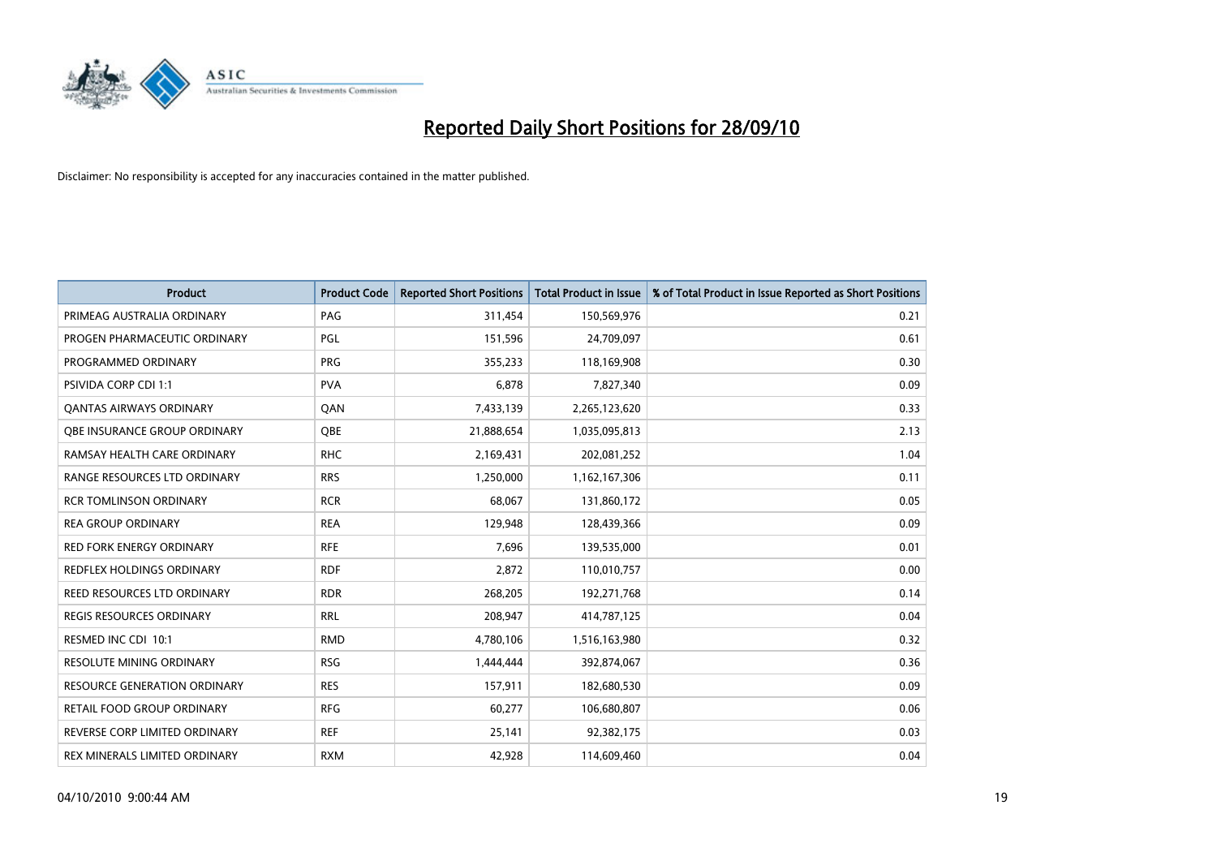# Reported Daily Short Positions for 28/09/10

Disclaimer: No responsibility is accepted for any inaccuracies contained in the matter published.

| Product | Product Code | Reported Short Positions | Total Product in Issue | % of Total Product in Issue Reported as Short Positions |
|---|---|---|---|---|
| PRIMEAG AUSTRALIA ORDINARY | PAG | 311,454 | 150,569,976 | 0.21 |
| PROGEN PHARMACEUTIC ORDINARY | PGL | 151,596 | 24,709,097 | 0.61 |
| PROGRAMMED ORDINARY | PRG | 355,233 | 118,169,908 | 0.30 |
| PSIVIDA CORP CDI 1:1 | PVA | 6,878 | 7,827,340 | 0.09 |
| QANTAS AIRWAYS ORDINARY | QAN | 7,433,139 | 2,265,123,620 | 0.33 |
| QBE INSURANCE GROUP ORDINARY | QBE | 21,888,654 | 1,035,095,813 | 2.13 |
| RAMSAY HEALTH CARE ORDINARY | RHC | 2,169,431 | 202,081,252 | 1.04 |
| RANGE RESOURCES LTD ORDINARY | RRS | 1,250,000 | 1,162,167,306 | 0.11 |
| RCR TOMLINSON ORDINARY | RCR | 68,067 | 131,860,172 | 0.05 |
| REA GROUP ORDINARY | REA | 129,948 | 128,439,366 | 0.09 |
| RED FORK ENERGY ORDINARY | RFE | 7,696 | 139,535,000 | 0.01 |
| REDFLEX HOLDINGS ORDINARY | RDF | 2,872 | 110,010,757 | 0.00 |
| REED RESOURCES LTD ORDINARY | RDR | 268,205 | 192,271,768 | 0.14 |
| REGIS RESOURCES ORDINARY | RRL | 208,947 | 414,787,125 | 0.04 |
| RESMED INC CDI 10:1 | RMD | 4,780,106 | 1,516,163,980 | 0.32 |
| RESOLUTE MINING ORDINARY | RSG | 1,444,444 | 392,874,067 | 0.36 |
| RESOURCE GENERATION ORDINARY | RES | 157,911 | 182,680,530 | 0.09 |
| RETAIL FOOD GROUP ORDINARY | RFG | 60,277 | 106,680,807 | 0.06 |
| REVERSE CORP LIMITED ORDINARY | REF | 25,141 | 92,382,175 | 0.03 |
| REX MINERALS LIMITED ORDINARY | RXM | 42,928 | 114,609,460 | 0.04 |

04/10/2010 9:00:44 AM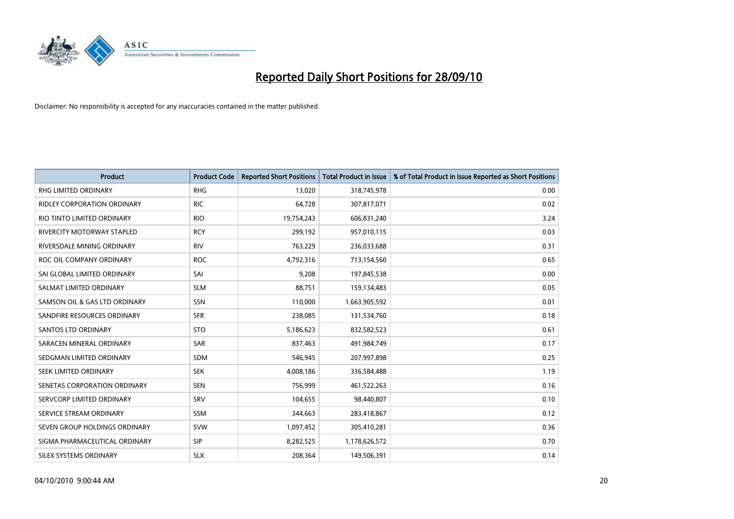# Reported Daily Short Positions for 28/09/10

Disclaimer: No responsibility is accepted for any inaccuracies contained in the matter published.

| Product | Product Code | Reported Short Positions | Total Product in Issue | % of Total Product in Issue Reported as Short Positions |
|---|---|---|---|---|
| RHG LIMITED ORDINARY | RHG | 13,020 | 318,745,978 | 0.00 |
| RIDLEY CORPORATION ORDINARY | RIC | 64,728 | 307,817,071 | 0.02 |
| RIO TINTO LIMITED ORDINARY | RIO | 19,754,243 | 606,831,240 | 3.24 |
| RIVERCITY MOTORWAY STAPLED | RCY | 299,192 | 957,010,115 | 0.03 |
| RIVERSDALE MINING ORDINARY | RIV | 763,229 | 236,033,688 | 0.31 |
| ROC OIL COMPANY ORDINARY | ROC | 4,792,316 | 713,154,560 | 0.65 |
| SAI GLOBAL LIMITED ORDINARY | SAI | 9,208 | 197,845,538 | 0.00 |
| SALMAT LIMITED ORDINARY | SLM | 88,751 | 159,134,483 | 0.05 |
| SAMSON OIL & GAS LTD ORDINARY | SSN | 110,000 | 1,663,905,592 | 0.01 |
| SANDFIRE RESOURCES ORDINARY | SFR | 238,085 | 131,534,760 | 0.18 |
| SANTOS LTD ORDINARY | STO | 5,186,623 | 832,582,523 | 0.61 |
| SARACEN MINERAL ORDINARY | SAR | 837,463 | 491,984,749 | 0.17 |
| SEDGMAN LIMITED ORDINARY | SDM | 546,945 | 207,997,898 | 0.25 |
| SEEK LIMITED ORDINARY | SEK | 4,008,186 | 336,584,488 | 1.19 |
| SENETAS CORPORATION ORDINARY | SEN | 756,999 | 461,522,263 | 0.16 |
| SERVCORP LIMITED ORDINARY | SRV | 104,655 | 98,440,807 | 0.10 |
| SERVICE STREAM ORDINARY | SSM | 344,663 | 283,418,867 | 0.12 |
| SEVEN GROUP HOLDINGS ORDINARY | SVW | 1,097,452 | 305,410,281 | 0.36 |
| SIGMA PHARMACEUTICAL ORDINARY | SIP | 8,282,525 | 1,178,626,572 | 0.70 |
| SILEX SYSTEMS ORDINARY | SLX | 208,364 | 149,506,391 | 0.14 |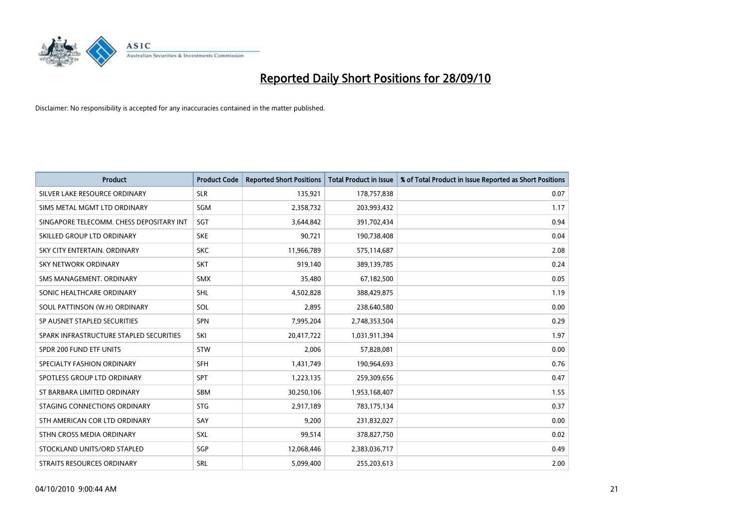# Reported Daily Short Positions for 28/09/10

Disclaimer: No responsibility is accepted for any inaccuracies contained in the matter published.

| Product | Product Code | Reported Short Positions | Total Product in Issue | % of Total Product in Issue Reported as Short Positions |
|---|---|---|---|---|
| SILVER LAKE RESOURCE ORDINARY | SLR | 135,921 | 178,757,838 | 0.07 |
| SIMS METAL MGMT LTD ORDINARY | SGM | 2,358,732 | 203,993,432 | 1.17 |
| SINGAPORE TELECOMM. CHESS DEPOSITARY INT | SGT | 3,644,842 | 391,702,434 | 0.94 |
| SKILLED GROUP LTD ORDINARY | SKE | 90,721 | 190,738,408 | 0.04 |
| SKY CITY ENTERTAIN. ORDINARY | SKC | 11,966,789 | 575,114,687 | 2.08 |
| SKY NETWORK ORDINARY | SKT | 919,140 | 389,139,785 | 0.24 |
| SMS MANAGEMENT. ORDINARY | SMX | 35,480 | 67,182,500 | 0.05 |
| SONIC HEALTHCARE ORDINARY | SHL | 4,502,828 | 388,429,875 | 1.19 |
| SOUL PATTINSON (W.H) ORDINARY | SOL | 2,895 | 238,640,580 | 0.00 |
| SP AUSNET STAPLED SECURITIES | SPN | 7,995,204 | 2,748,353,504 | 0.29 |
| SPARK INFRASTRUCTURE STAPLED SECURITIES | SKI | 20,417,722 | 1,031,911,394 | 1.97 |
| SPDR 200 FUND ETF UNITS | STW | 2,006 | 57,828,081 | 0.00 |
| SPECIALTY FASHION ORDINARY | SFH | 1,431,749 | 190,964,693 | 0.76 |
| SPOTLESS GROUP LTD ORDINARY | SPT | 1,223,135 | 259,309,656 | 0.47 |
| ST BARBARA LIMITED ORDINARY | SBM | 30,250,106 | 1,953,168,407 | 1.55 |
| STAGING CONNECTIONS ORDINARY | STG | 2,917,189 | 783,175,134 | 0.37 |
| STH AMERICAN COR LTD ORDINARY | SAY | 9,200 | 231,832,027 | 0.00 |
| STHN CROSS MEDIA ORDINARY | SXL | 99,514 | 378,827,750 | 0.02 |
| STOCKLAND UNITS/ORD STAPLED | SGP | 12,068,446 | 2,383,036,717 | 0.49 |
| STRAITS RESOURCES ORDINARY | SRL | 5,099,400 | 255,203,613 | 2.00 |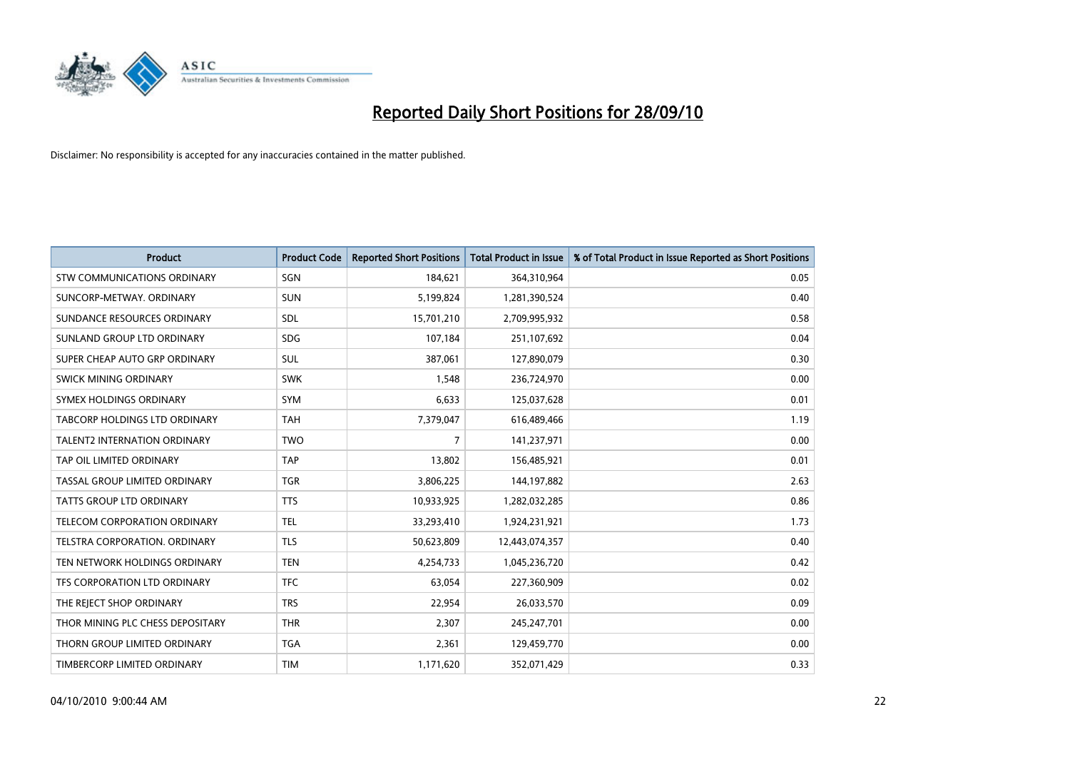# Reported Daily Short Positions for 28/09/10

Disclaimer: No responsibility is accepted for any inaccuracies contained in the matter published.

| Product | Product Code | Reported Short Positions | Total Product in Issue | % of Total Product in Issue Reported as Short Positions |
|---|---|---|---|---|
| STW COMMUNICATIONS ORDINARY | SGN | 184,621 | 364,310,964 | 0.05 |
| SUNCORP-METWAY. ORDINARY | SUN | 5,199,824 | 1,281,390,524 | 0.40 |
| SUNDANCE RESOURCES ORDINARY | SDL | 15,701,210 | 2,709,995,932 | 0.58 |
| SUNLAND GROUP LTD ORDINARY | SDG | 107,184 | 251,107,692 | 0.04 |
| SUPER CHEAP AUTO GRP ORDINARY | SUL | 387,061 | 127,890,079 | 0.30 |
| SWICK MINING ORDINARY | SWK | 1,548 | 236,724,970 | 0.00 |
| SYMEX HOLDINGS ORDINARY | SYM | 6,633 | 125,037,628 | 0.01 |
| TABCORP HOLDINGS LTD ORDINARY | TAH | 7,379,047 | 616,489,466 | 1.19 |
| TALENT2 INTERNATION ORDINARY | TWO | 7 | 141,237,971 | 0.00 |
| TAP OIL LIMITED ORDINARY | TAP | 13,802 | 156,485,921 | 0.01 |
| TASSAL GROUP LIMITED ORDINARY | TGR | 3,806,225 | 144,197,882 | 2.63 |
| TATTS GROUP LTD ORDINARY | TTS | 10,933,925 | 1,282,032,285 | 0.86 |
| TELECOM CORPORATION ORDINARY | TEL | 33,293,410 | 1,924,231,921 | 1.73 |
| TELSTRA CORPORATION. ORDINARY | TLS | 50,623,809 | 12,443,074,357 | 0.40 |
| TEN NETWORK HOLDINGS ORDINARY | TEN | 4,254,733 | 1,045,236,720 | 0.42 |
| TFS CORPORATION LTD ORDINARY | TFC | 63,054 | 227,360,909 | 0.02 |
| THE REJECT SHOP ORDINARY | TRS | 22,954 | 26,033,570 | 0.09 |
| THOR MINING PLC CHESS DEPOSITARY | THR | 2,307 | 245,247,701 | 0.00 |
| THORN GROUP LIMITED ORDINARY | TGA | 2,361 | 129,459,770 | 0.00 |
| TIMBERCORP LIMITED ORDINARY | TIM | 1,171,620 | 352,071,429 | 0.33 |

04/10/2010 9:00:44 AM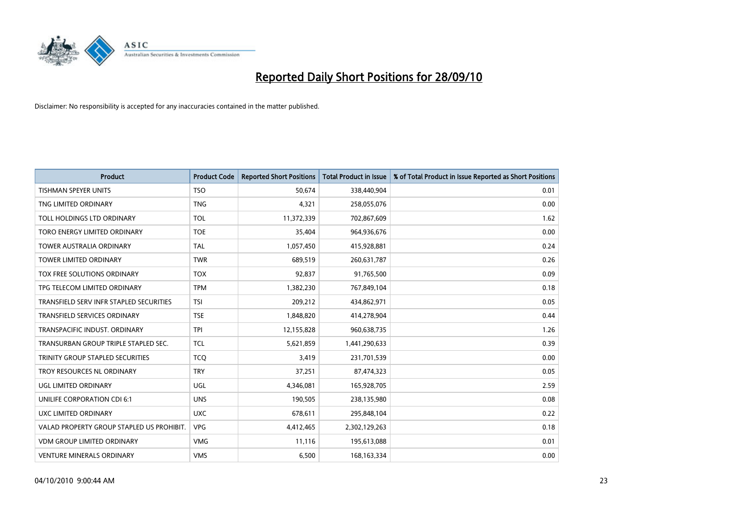# Reported Daily Short Positions for 28/09/10

Disclaimer: No responsibility is accepted for any inaccuracies contained in the matter published.

| Product | Product Code | Reported Short Positions | Total Product in Issue | % of Total Product in Issue Reported as Short Positions |
|---|---|---|---|---|
| TISHMAN SPEYER UNITS | TSO | 50,674 | 338,440,904 | 0.01 |
| TNG LIMITED ORDINARY | TNG | 4,321 | 258,055,076 | 0.00 |
| TOLL HOLDINGS LTD ORDINARY | TOL | 11,372,339 | 702,867,609 | 1.62 |
| TORO ENERGY LIMITED ORDINARY | TOE | 35,404 | 964,936,676 | 0.00 |
| TOWER AUSTRALIA ORDINARY | TAL | 1,057,450 | 415,928,881 | 0.24 |
| TOWER LIMITED ORDINARY | TWR | 689,519 | 260,631,787 | 0.26 |
| TOX FREE SOLUTIONS ORDINARY | TOX | 92,837 | 91,765,500 | 0.09 |
| TPG TELECOM LIMITED ORDINARY | TPM | 1,382,230 | 767,849,104 | 0.18 |
| TRANSFIELD SERV INFR STAPLED SECURITIES | TSI | 209,212 | 434,862,971 | 0.05 |
| TRANSFIELD SERVICES ORDINARY | TSE | 1,848,820 | 414,278,904 | 0.44 |
| TRANSPACIFIC INDUST. ORDINARY | TPI | 12,155,828 | 960,638,735 | 1.26 |
| TRANSURBAN GROUP TRIPLE STAPLED SEC. | TCL | 5,621,859 | 1,441,290,633 | 0.39 |
| TRINITY GROUP STAPLED SECURITIES | TCQ | 3,419 | 231,701,539 | 0.00 |
| TROY RESOURCES NL ORDINARY | TRY | 37,251 | 87,474,323 | 0.05 |
| UGL LIMITED ORDINARY | UGL | 4,346,081 | 165,928,705 | 2.59 |
| UNILIFE CORPORATION CDI 6:1 | UNS | 190,505 | 238,135,980 | 0.08 |
| UXC LIMITED ORDINARY | UXC | 678,611 | 295,848,104 | 0.22 |
| VALAD PROPERTY GROUP STAPLED US PROHIBIT. | VPG | 4,412,465 | 2,302,129,263 | 0.18 |
| VDM GROUP LIMITED ORDINARY | VMG | 11,116 | 195,613,088 | 0.01 |
| VENTURE MINERALS ORDINARY | VMS | 6,500 | 168,163,334 | 0.00 |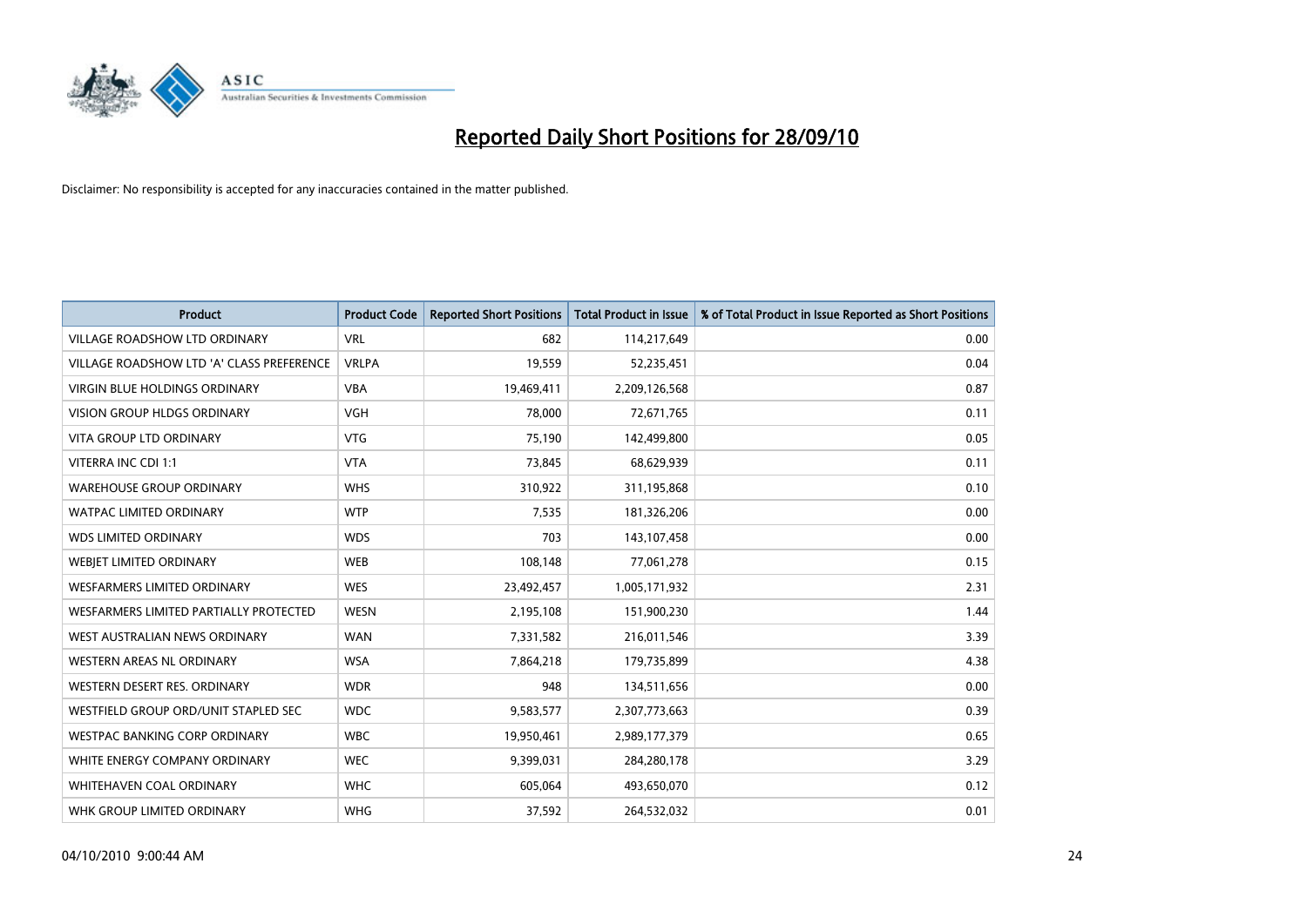# Reported Daily Short Positions for 28/09/10

Disclaimer: No responsibility is accepted for any inaccuracies contained in the matter published.

| Product | Product Code | Reported Short Positions | Total Product in Issue | % of Total Product in Issue Reported as Short Positions |
|---|---|---|---|---|
| VILLAGE ROADSHOW LTD ORDINARY | VRL | 682 | 114,217,649 | 0.00 |
| VILLAGE ROADSHOW LTD 'A' CLASS PREFERENCE | VRLPA | 19,559 | 52,235,451 | 0.04 |
| VIRGIN BLUE HOLDINGS ORDINARY | VBA | 19,469,411 | 2,209,126,568 | 0.87 |
| VISION GROUP HLDGS ORDINARY | VGH | 78,000 | 72,671,765 | 0.11 |
| VITA GROUP LTD ORDINARY | VTG | 75,190 | 142,499,800 | 0.05 |
| VITERRA INC CDI 1:1 | VTA | 73,845 | 68,629,939 | 0.11 |
| WAREHOUSE GROUP ORDINARY | WHS | 310,922 | 311,195,868 | 0.10 |
| WATPAC LIMITED ORDINARY | WTP | 7,535 | 181,326,206 | 0.00 |
| WDS LIMITED ORDINARY | WDS | 703 | 143,107,458 | 0.00 |
| WEBJET LIMITED ORDINARY | WEB | 108,148 | 77,061,278 | 0.15 |
| WESFARMERS LIMITED ORDINARY | WES | 23,492,457 | 1,005,171,932 | 2.31 |
| WESFARMERS LIMITED PARTIALLY PROTECTED | WESN | 2,195,108 | 151,900,230 | 1.44 |
| WEST AUSTRALIAN NEWS ORDINARY | WAN | 7,331,582 | 216,011,546 | 3.39 |
| WESTERN AREAS NL ORDINARY | WSA | 7,864,218 | 179,735,899 | 4.38 |
| WESTERN DESERT RES. ORDINARY | WDR | 948 | 134,511,656 | 0.00 |
| WESTFIELD GROUP ORD/UNIT STAPLED SEC | WDC | 9,583,577 | 2,307,773,663 | 0.39 |
| WESTPAC BANKING CORP ORDINARY | WBC | 19,950,461 | 2,989,177,379 | 0.65 |
| WHITE ENERGY COMPANY ORDINARY | WEC | 9,399,031 | 284,280,178 | 3.29 |
| WHITEHAVEN COAL ORDINARY | WHC | 605,064 | 493,650,070 | 0.12 |
| WHK GROUP LIMITED ORDINARY | WHG | 37,592 | 264,532,032 | 0.01 |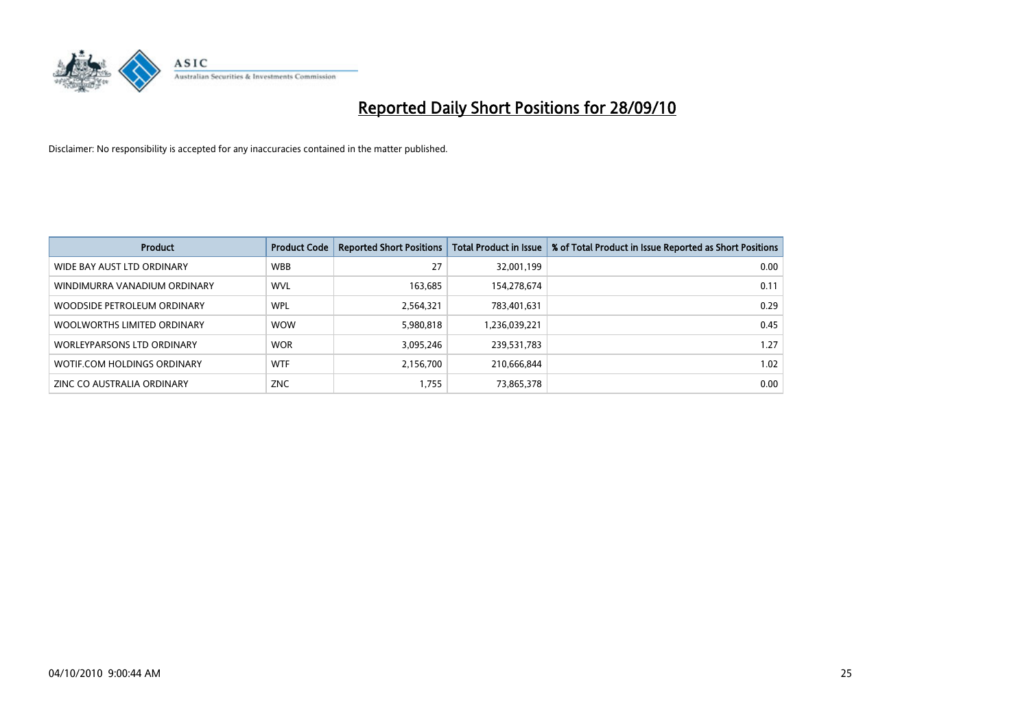# Reported Daily Short Positions for 28/09/10

Disclaimer: No responsibility is accepted for any inaccuracies contained in the matter published.

| Product | Product Code | Reported Short Positions | Total Product in Issue | % of Total Product in Issue Reported as Short Positions |
|---|---|---|---|---|
| WIDE BAY AUST LTD ORDINARY | WBB | 27 | 32,001,199 | 0.00 |
| WINDIMURRA VANADIUM ORDINARY | WVL | 163,685 | 154,278,674 | 0.11 |
| WOODSIDE PETROLEUM ORDINARY | WPL | 2,564,321 | 783,401,631 | 0.29 |
| WOOLWORTHS LIMITED ORDINARY | WOW | 5,980,818 | 1,236,039,221 | 0.45 |
| WORLEYPARSONS LTD ORDINARY | WOR | 3,095,246 | 239,531,783 | 1.27 |
| WOTIF.COM HOLDINGS ORDINARY | WTF | 2,156,700 | 210,666,844 | 1.02 |
| ZINC CO AUSTRALIA ORDINARY | ZNC | 1,755 | 73,865,378 | 0.00 |